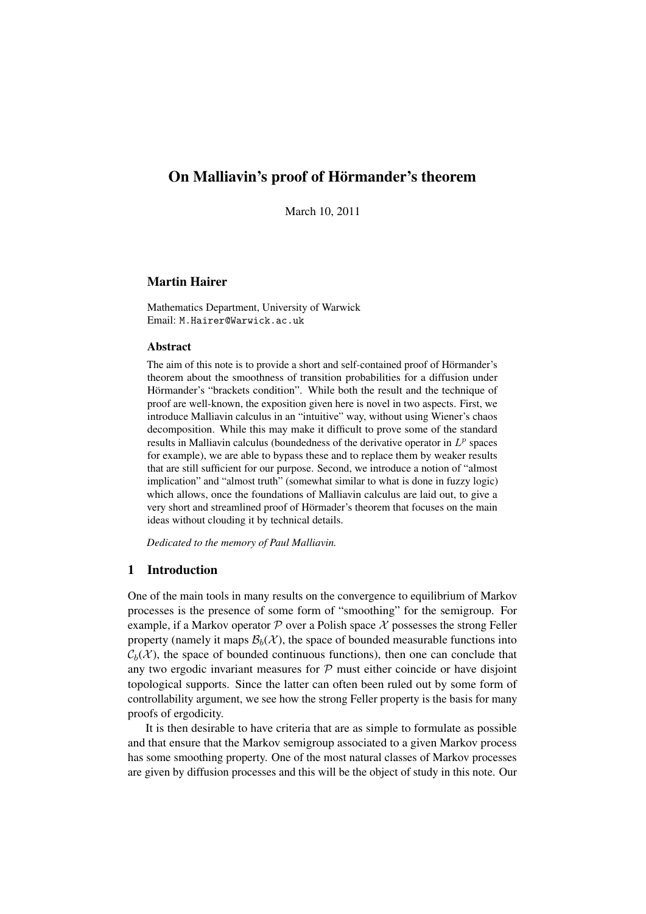# On Malliavin's proof of Hörmander's theorem

March 10, 2011

**Martin Hairer**

Mathematics Department, University of Warwick
Email: `M.Hairer@Warwick.ac.uk`

### Abstract

The aim of this note is to provide a short and self-contained proof of Hörmander's theorem about the smoothness of transition probabilities for a diffusion under Hörmander's "brackets condition". While both the result and the technique of proof are well-known, the exposition given here is novel in two aspects. First, we introduce Malliavin calculus in an "intuitive" way, without using Wiener's chaos decomposition. While this may make it difficult to prove some of the standard results in Malliavin calculus (boundedness of the derivative operator in $L^p$ spaces for example), we are able to bypass these and to replace them by weaker results that are still sufficient for our purpose. Second, we introduce a notion of "almost implication" and "almost truth" (somewhat similar to what is done in fuzzy logic) which allows, once the foundations of Malliavin calculus are laid out, to give a very short and streamlined proof of Hörmader's theorem that focuses on the main ideas without clouding it by technical details.

*Dedicated to the memory of Paul Malliavin.*

## 1 Introduction

One of the main tools in many results on the convergence to equilibrium of Markov processes is the presence of some form of "smoothing" for the semigroup. For example, if a Markov operator $\mathcal{P}$ over a Polish space $\mathcal{X}$ possesses the strong Feller property (namely it maps $\mathcal{B}_b(\mathcal{X})$, the space of bounded measurable functions into $\mathcal{C}_b(\mathcal{X})$, the space of bounded continuous functions), then one can conclude that any two ergodic invariant measures for $\mathcal{P}$ must either coincide or have disjoint topological supports. Since the latter can often been ruled out by some form of controllability argument, we see how the strong Feller property is the basis for many proofs of ergodicity.

It is then desirable to have criteria that are as simple to formulate as possible and that ensure that the Markov semigroup associated to a given Markov process has some smoothing property. One of the most natural classes of Markov processes are given by diffusion processes and this will be the object of study in this note. Our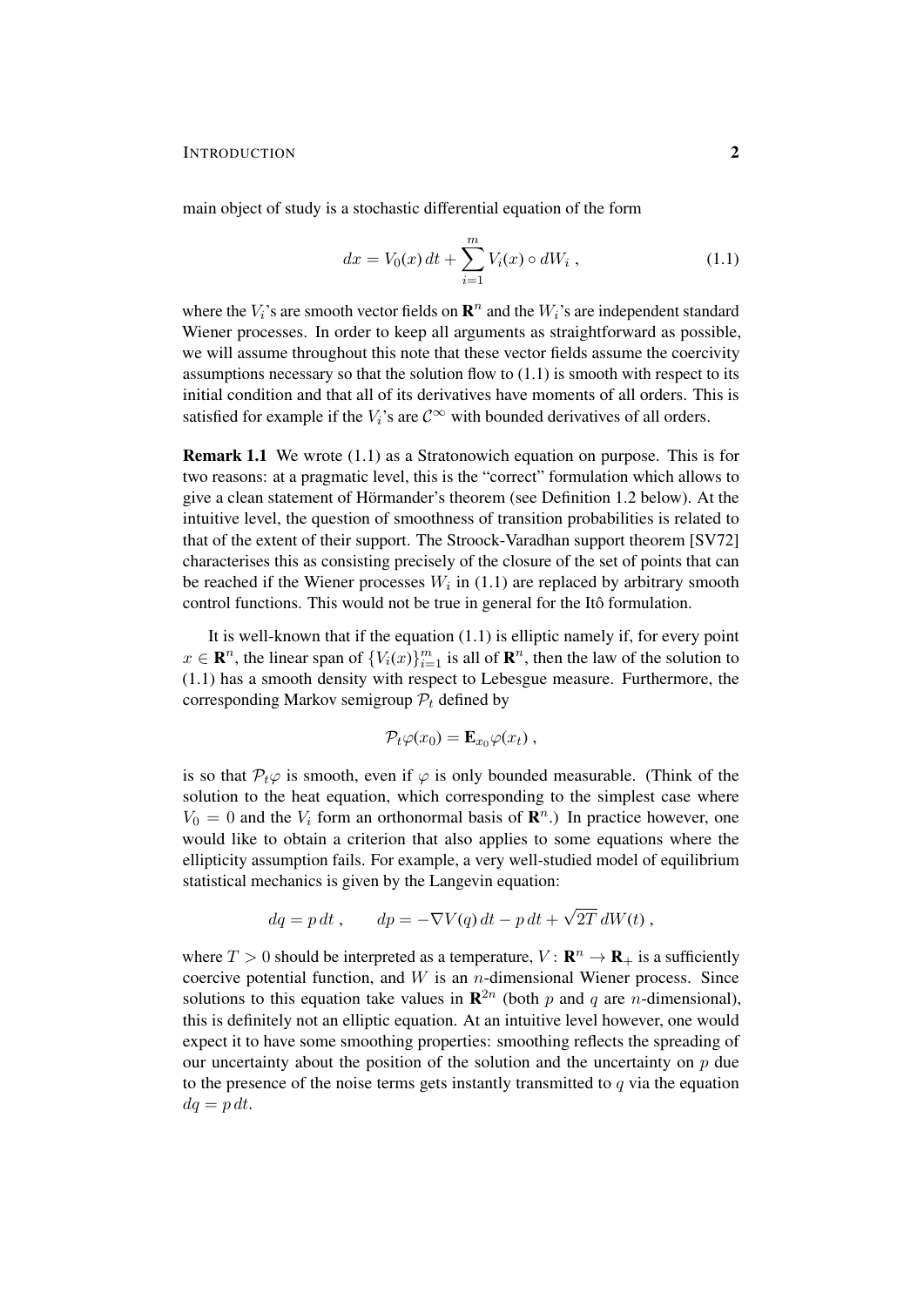main object of study is a stochastic differential equation of the form

$$dx = V_0(x)\,dt + \sum_{i=1}^{m} V_i(x) \circ dW_i \;, \tag{1.1}$$

where the $V_i$'s are smooth vector fields on $\mathbf{R}^n$ and the $W_i$'s are independent standard Wiener processes. In order to keep all arguments as straightforward as possible, we will assume throughout this note that these vector fields assume the coercivity assumptions necessary so that the solution flow to (1.1) is smooth with respect to its initial condition and that all of its derivatives have moments of all orders. This is satisfied for example if the $V_i$'s are $\mathcal{C}^\infty$ with bounded derivatives of all orders.

**Remark 1.1** We wrote (1.1) as a Stratonowich equation on purpose. This is for two reasons: at a pragmatic level, this is the "correct" formulation which allows to give a clean statement of Hörmander's theorem (see Definition 1.2 below). At the intuitive level, the question of smoothness of transition probabilities is related to that of the extent of their support. The Stroock-Varadhan support theorem [SV72] characterises this as consisting precisely of the closure of the set of points that can be reached if the Wiener processes $W_i$ in (1.1) are replaced by arbitrary smooth control functions. This would not be true in general for the Itô formulation.

It is well-known that if the equation (1.1) is elliptic namely if, for every point $x \in \mathbf{R}^n$, the linear span of $\{V_i(x)\}_{i=1}^m$ is all of $\mathbf{R}^n$, then the law of the solution to (1.1) has a smooth density with respect to Lebesgue measure. Furthermore, the corresponding Markov semigroup $\mathcal{P}_t$ defined by

$$\mathcal{P}_t \varphi(x_0) = \mathbf{E}_{x_0} \varphi(x_t) \;,$$

is so that $\mathcal{P}_t \varphi$ is smooth, even if $\varphi$ is only bounded measurable. (Think of the solution to the heat equation, which corresponding to the simplest case where $V_0 = 0$ and the $V_i$ form an orthonormal basis of $\mathbf{R}^n$.) In practice however, one would like to obtain a criterion that also applies to some equations where the ellipticity assumption fails. For example, a very well-studied model of equilibrium statistical mechanics is given by the Langevin equation:

$$dq = p\,dt \;, \qquad dp = -\nabla V(q)\,dt - p\,dt + \sqrt{2T}\,dW(t) \;,$$

where $T > 0$ should be interpreted as a temperature, $V \colon \mathbf{R}^n \to \mathbf{R}_+$ is a sufficiently coercive potential function, and $W$ is an $n$-dimensional Wiener process. Since solutions to this equation take values in $\mathbf{R}^{2n}$ (both $p$ and $q$ are $n$-dimensional), this is definitely not an elliptic equation. At an intuitive level however, one would expect it to have some smoothing properties: smoothing reflects the spreading of our uncertainty about the position of the solution and the uncertainty on $p$ due to the presence of the noise terms gets instantly transmitted to $q$ via the equation $dq = p\,dt$.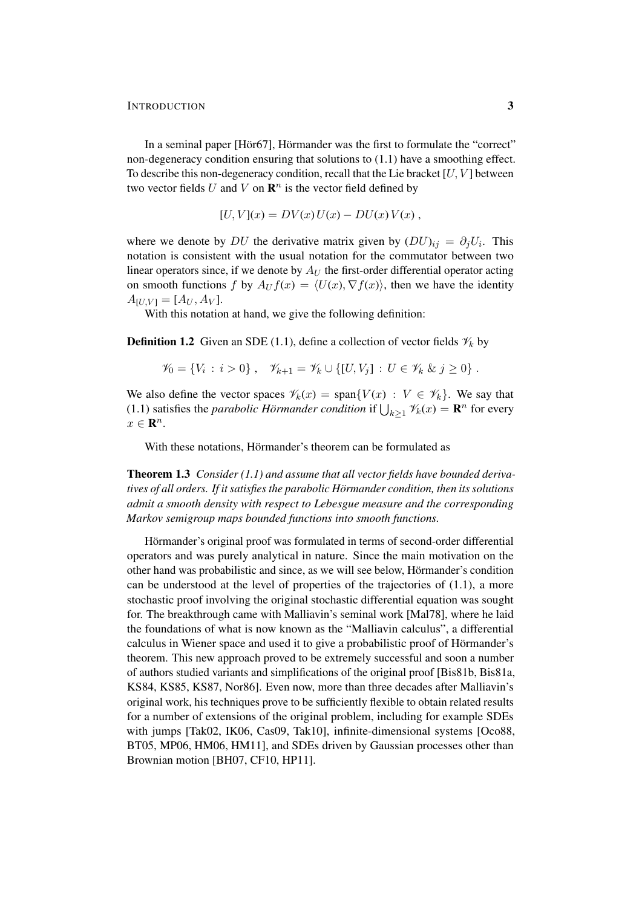In a seminal paper [Hör67], Hörmander was the first to formulate the "correct" non-degeneracy condition ensuring that solutions to (1.1) have a smoothing effect. To describe this non-degeneracy condition, recall that the Lie bracket $[U, V]$ between two vector fields $U$ and $V$ on $\mathbf{R}^n$ is the vector field defined by

$$[U, V](x) = DV(x)\, U(x) - DU(x)\, V(x) ,$$

where we denote by $DU$ the derivative matrix given by $(DU)_{ij} = \partial_j U_i$. This notation is consistent with the usual notation for the commutator between two linear operators since, if we denote by $A_U$ the first-order differential operator acting on smooth functions $f$ by $A_U f(x) = \langle U(x), \nabla f(x) \rangle$, then we have the identity $A_{[U,V]} = [A_U, A_V]$.

With this notation at hand, we give the following definition:

**Definition 1.2** Given an SDE (1.1), define a collection of vector fields $\mathscr{V}_k$ by

$$\mathscr{V}_0 = \{V_i \,:\, i > 0\} , \quad \mathscr{V}_{k+1} = \mathscr{V}_k \cup \{[U, V_j] \,:\, U \in \mathscr{V}_k \;\&\; j \geq 0\} .$$

We also define the vector spaces $\mathscr{V}_k(x) = \operatorname{span}\{V(x) \,:\, V \in \mathscr{V}_k\}$. We say that (1.1) satisfies the *parabolic Hörmander condition* if $\bigcup_{k \geq 1} \mathscr{V}_k(x) = \mathbf{R}^n$ for every $x \in \mathbf{R}^n$.

With these notations, Hörmander's theorem can be formulated as

**Theorem 1.3** *Consider (1.1) and assume that all vector fields have bounded derivatives of all orders. If it satisfies the parabolic Hörmander condition, then its solutions admit a smooth density with respect to Lebesgue measure and the corresponding Markov semigroup maps bounded functions into smooth functions.*

Hörmander's original proof was formulated in terms of second-order differential operators and was purely analytical in nature. Since the main motivation on the other hand was probabilistic and since, as we will see below, Hörmander's condition can be understood at the level of properties of the trajectories of (1.1), a more stochastic proof involving the original stochastic differential equation was sought for. The breakthrough came with Malliavin's seminal work [Mal78], where he laid the foundations of what is now known as the "Malliavin calculus", a differential calculus in Wiener space and used it to give a probabilistic proof of Hörmander's theorem. This new approach proved to be extremely successful and soon a number of authors studied variants and simplifications of the original proof [Bis81b, Bis81a, KS84, KS85, KS87, Nor86]. Even now, more than three decades after Malliavin's original work, his techniques prove to be sufficiently flexible to obtain related results for a number of extensions of the original problem, including for example SDEs with jumps [Tak02, IK06, Cas09, Tak10], infinite-dimensional systems [Oco88, BT05, MP06, HM06, HM11], and SDEs driven by Gaussian processes other than Brownian motion [BH07, CF10, HP11].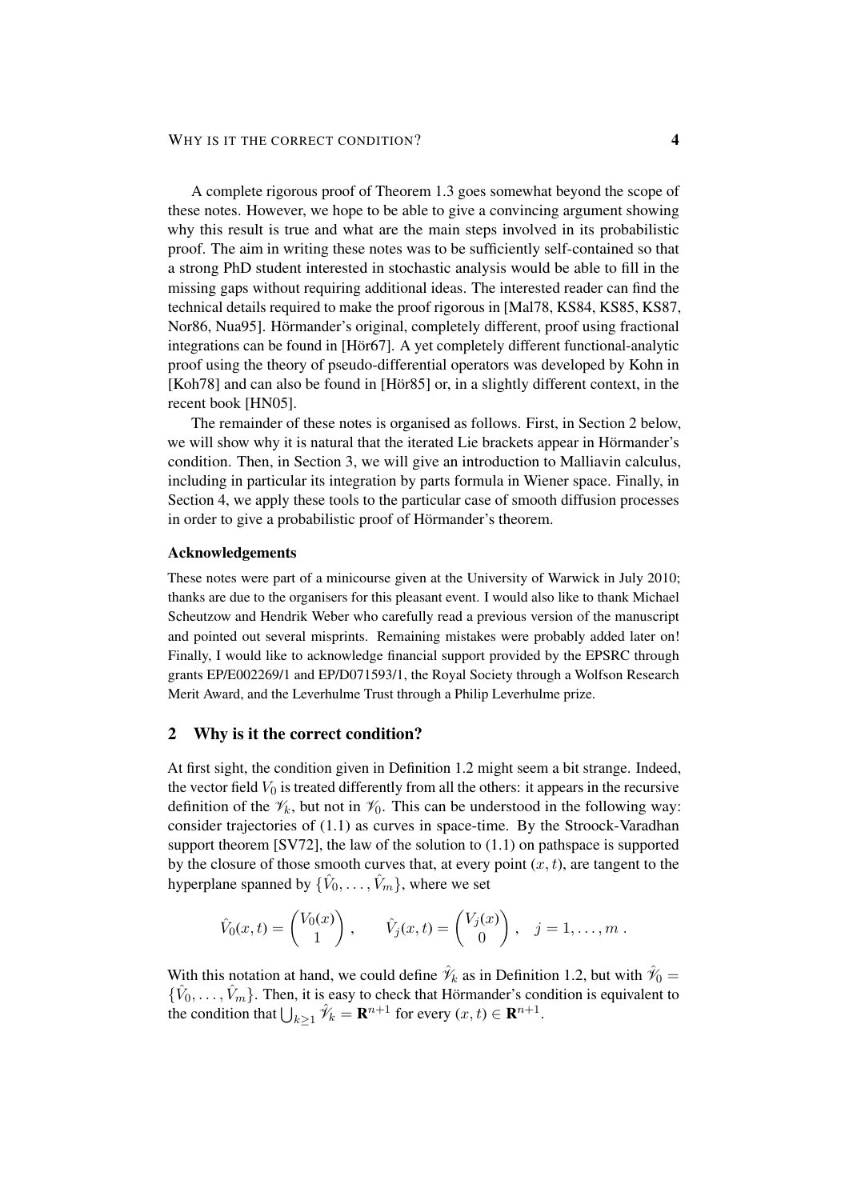A complete rigorous proof of Theorem 1.3 goes somewhat beyond the scope of these notes. However, we hope to be able to give a convincing argument showing why this result is true and what are the main steps involved in its probabilistic proof. The aim in writing these notes was to be sufficiently self-contained so that a strong PhD student interested in stochastic analysis would be able to fill in the missing gaps without requiring additional ideas. The interested reader can find the technical details required to make the proof rigorous in [Mal78, KS84, KS85, KS87, Nor86, Nua95]. Hörmander's original, completely different, proof using fractional integrations can be found in [Hör67]. A yet completely different functional-analytic proof using the theory of pseudo-differential operators was developed by Kohn in [Koh78] and can also be found in [Hör85] or, in a slightly different context, in the recent book [HN05].

The remainder of these notes is organised as follows. First, in Section 2 below, we will show why it is natural that the iterated Lie brackets appear in Hörmander's condition. Then, in Section 3, we will give an introduction to Malliavin calculus, including in particular its integration by parts formula in Wiener space. Finally, in Section 4, we apply these tools to the particular case of smooth diffusion processes in order to give a probabilistic proof of Hörmander's theorem.

### Acknowledgements

These notes were part of a minicourse given at the University of Warwick in July 2010; thanks are due to the organisers for this pleasant event. I would also like to thank Michael Scheutzow and Hendrik Weber who carefully read a previous version of the manuscript and pointed out several misprints. Remaining mistakes were probably added later on! Finally, I would like to acknowledge financial support provided by the EPSRC through grants EP/E002269/1 and EP/D071593/1, the Royal Society through a Wolfson Research Merit Award, and the Leverhulme Trust through a Philip Leverhulme prize.

## 2 Why is it the correct condition?

At first sight, the condition given in Definition 1.2 might seem a bit strange. Indeed, the vector field $V_0$ is treated differently from all the others: it appears in the recursive definition of the $\mathscr{V}_k$, but not in $\mathscr{V}_0$. This can be understood in the following way: consider trajectories of (1.1) as curves in space-time. By the Stroock-Varadhan support theorem [SV72], the law of the solution to (1.1) on pathspace is supported by the closure of those smooth curves that, at every point $(x,t)$, are tangent to the hyperplane spanned by $\{\hat{V}_0, \dots, \hat{V}_m\}$, where we set

$$\hat{V}_0(x,t) = \begin{pmatrix} V_0(x) \\ 1 \end{pmatrix}, \qquad \hat{V}_j(x,t) = \begin{pmatrix} V_j(x) \\ 0 \end{pmatrix}, \quad j = 1, \dots, m \; .$$

With this notation at hand, we could define $\hat{\mathscr{V}}_k$ as in Definition 1.2, but with $\hat{\mathscr{V}}_0 = \{\hat{V}_0, \dots, \hat{V}_m\}$. Then, it is easy to check that Hörmander's condition is equivalent to the condition that $\bigcup_{k \geq 1} \hat{\mathscr{V}}_k = \mathbf{R}^{n+1}$ for every $(x,t) \in \mathbf{R}^{n+1}$.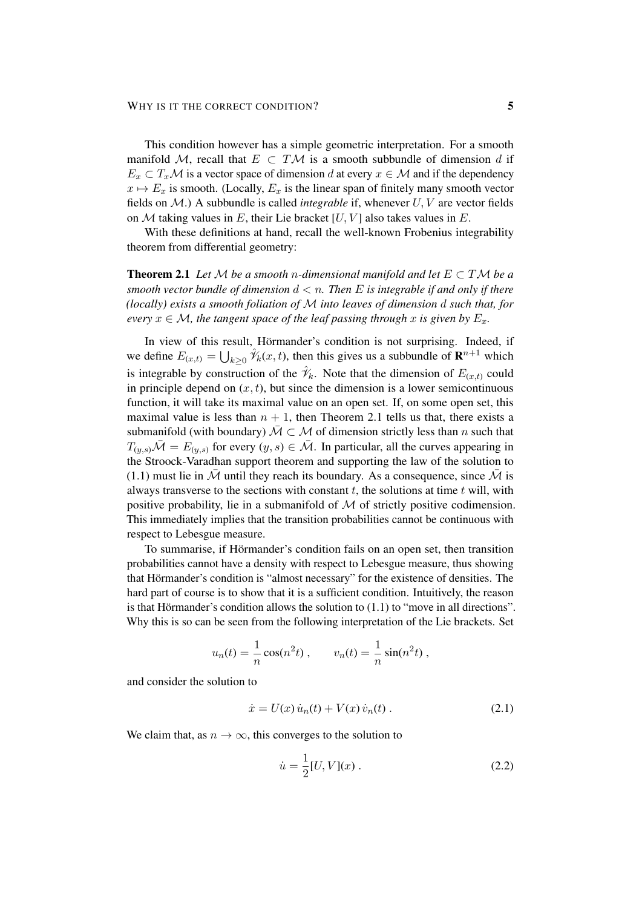This condition however has a simple geometric interpretation. For a smooth manifold $\mathcal{M}$, recall that $E \subset T\mathcal{M}$ is a smooth subbundle of dimension $d$ if $E_x \subset T_x\mathcal{M}$ is a vector space of dimension $d$ at every $x \in \mathcal{M}$ and if the dependency $x \mapsto E_x$ is smooth. (Locally, $E_x$ is the linear span of finitely many smooth vector fields on $\mathcal{M}$.) A subbundle is called *integrable* if, whenever $U, V$ are vector fields on $\mathcal{M}$ taking values in $E$, their Lie bracket $[U, V]$ also takes values in $E$.

With these definitions at hand, recall the well-known Frobenius integrability theorem from differential geometry:

**Theorem 2.1** *Let $\mathcal{M}$ be a smooth $n$-dimensional manifold and let $E \subset T\mathcal{M}$ be a smooth vector bundle of dimension $d < n$. Then $E$ is integrable if and only if there (locally) exists a smooth foliation of $\mathcal{M}$ into leaves of dimension $d$ such that, for every $x \in \mathcal{M}$, the tangent space of the leaf passing through $x$ is given by $E_x$.*

In view of this result, Hörmander's condition is not surprising. Indeed, if we define $E_{(x,t)} = \bigcup_{k\geq 0} \hat{\mathscr{V}}_k(x,t)$, then this gives us a subbundle of $\mathbf{R}^{n+1}$ which is integrable by construction of the $\hat{\mathscr{V}}_k$. Note that the dimension of $E_{(x,t)}$ could in principle depend on $(x,t)$, but since the dimension is a lower semicontinuous function, it will take its maximal value on an open set. If, on some open set, this maximal value is less than $n+1$, then Theorem 2.1 tells us that, there exists a submanifold (with boundary) $\bar{\mathcal{M}} \subset \mathcal{M}$ of dimension strictly less than $n$ such that $T_{(y,s)}\bar{\mathcal{M}} = E_{(y,s)}$ for every $(y,s) \in \bar{\mathcal{M}}$. In particular, all the curves appearing in the Stroock-Varadhan support theorem and supporting the law of the solution to (1.1) must lie in $\bar{\mathcal{M}}$ until they reach its boundary. As a consequence, since $\bar{\mathcal{M}}$ is always transverse to the sections with constant $t$, the solutions at time $t$ will, with positive probability, lie in a submanifold of $\mathcal{M}$ of strictly positive codimension. This immediately implies that the transition probabilities cannot be continuous with respect to Lebesgue measure.

To summarise, if Hörmander's condition fails on an open set, then transition probabilities cannot have a density with respect to Lebesgue measure, thus showing that Hörmander's condition is "almost necessary" for the existence of densities. The hard part of course is to show that it is a sufficient condition. Intuitively, the reason is that Hörmander's condition allows the solution to (1.1) to "move in all directions". Why this is so can be seen from the following interpretation of the Lie brackets. Set

$$u_n(t) = \frac{1}{n}\cos(n^2 t)\;, \qquad v_n(t) = \frac{1}{n}\sin(n^2 t)\;,$$

and consider the solution to

$$\dot{x} = U(x)\,\dot{u}_n(t) + V(x)\,\dot{v}_n(t)\;. \tag{2.1}$$

We claim that, as $n \to \infty$, this converges to the solution to

$$\dot{u} = \frac{1}{2}[U, V](x)\;. \tag{2.2}$$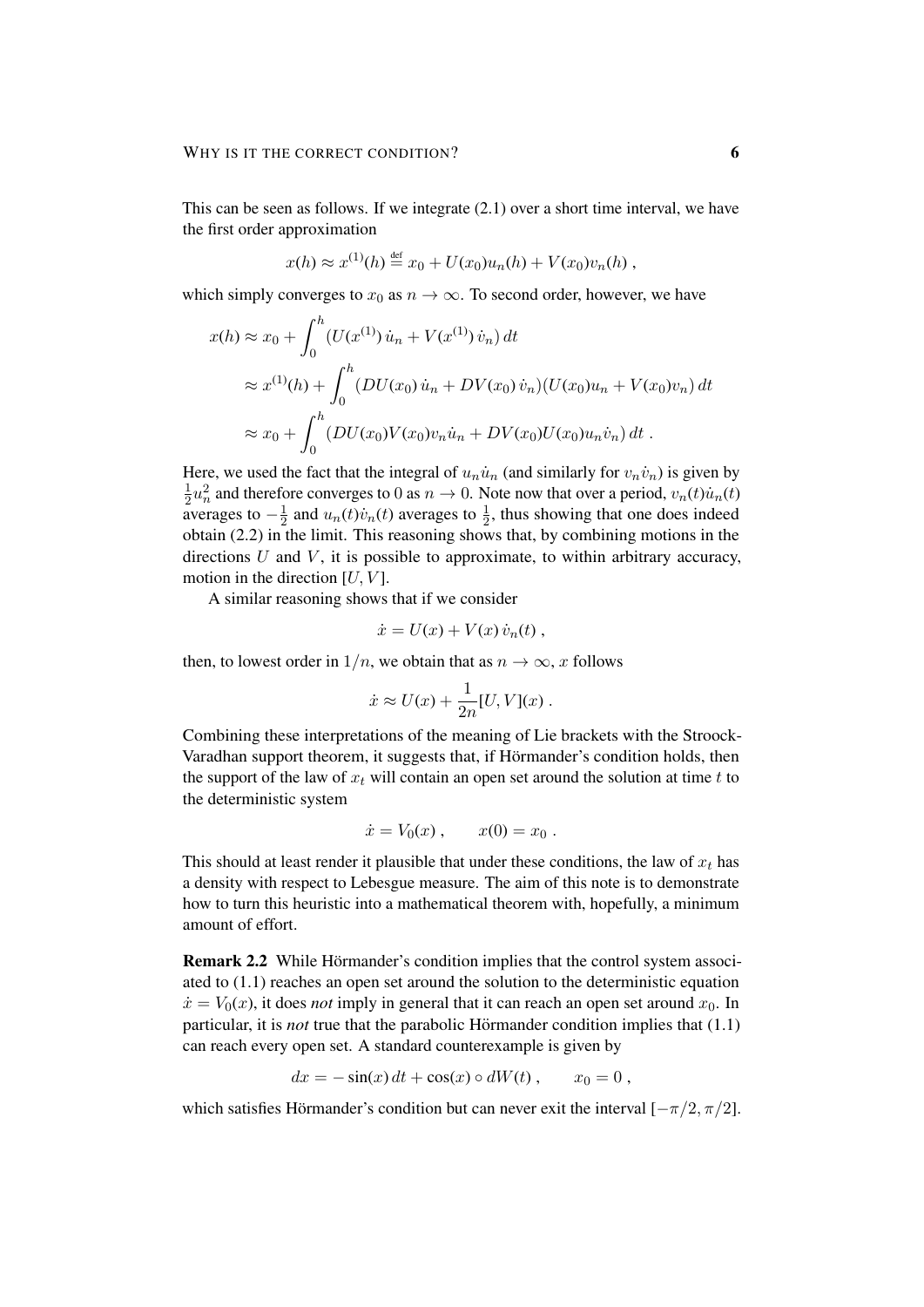This can be seen as follows. If we integrate (2.1) over a short time interval, we have the first order approximation

$$x(h) \approx x^{(1)}(h) \stackrel{\text{def}}{=} x_0 + U(x_0) u_n(h) + V(x_0) v_n(h) ,$$

which simply converges to $x_0$ as $n \to \infty$. To second order, however, we have

$$\begin{aligned}
x(h) &\approx x_0 + \int_0^h (U(x^{(1)})\, \dot u_n + V(x^{(1)})\, \dot v_n)\, dt \\
&\approx x^{(1)}(h) + \int_0^h (DU(x_0)\, \dot u_n + DV(x_0)\, \dot v_n)(U(x_0) u_n + V(x_0) v_n)\, dt \\
&\approx x_0 + \int_0^h (DU(x_0) V(x_0) v_n \dot u_n + DV(x_0) U(x_0) u_n \dot v_n)\, dt .
\end{aligned}$$

Here, we used the fact that the integral of $u_n \dot u_n$ (and similarly for $v_n \dot v_n$) is given by $\frac{1}{2} u_n^2$ and therefore converges to 0 as $n \to 0$. Note now that over a period, $v_n(t) \dot u_n(t)$ averages to $-\frac{1}{2}$ and $u_n(t) \dot v_n(t)$ averages to $\frac{1}{2}$, thus showing that one does indeed obtain (2.2) in the limit. This reasoning shows that, by combining motions in the directions $U$ and $V$, it is possible to approximate, to within arbitrary accuracy, motion in the direction $[U, V]$.

A similar reasoning shows that if we consider

$$\dot x = U(x) + V(x)\, \dot v_n(t) ,$$

then, to lowest order in $1/n$, we obtain that as $n \to \infty$, $x$ follows

$$\dot x \approx U(x) + \frac{1}{2n} [U, V](x) .$$

Combining these interpretations of the meaning of Lie brackets with the Stroock-Varadhan support theorem, it suggests that, if Hörmander's condition holds, then the support of the law of $x_t$ will contain an open set around the solution at time $t$ to the deterministic system

$$\dot x = V_0(x) , \qquad x(0) = x_0 .$$

This should at least render it plausible that under these conditions, the law of $x_t$ has a density with respect to Lebesgue measure. The aim of this note is to demonstrate how to turn this heuristic into a mathematical theorem with, hopefully, a minimum amount of effort.

**Remark 2.2** While Hörmander's condition implies that the control system associated to (1.1) reaches an open set around the solution to the deterministic equation $\dot x = V_0(x)$, it does *not* imply in general that it can reach an open set around $x_0$. In particular, it is *not* true that the parabolic Hörmander condition implies that (1.1) can reach every open set. A standard counterexample is given by

$$dx = -\sin(x)\, dt + \cos(x) \circ dW(t) , \qquad x_0 = 0 ,$$

which satisfies Hörmander's condition but can never exit the interval $[-\pi/2, \pi/2]$.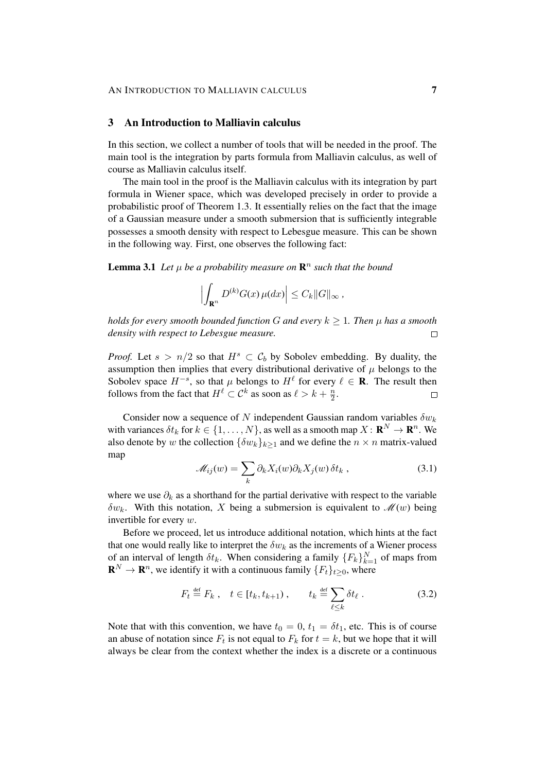## 3 An Introduction to Malliavin calculus

In this section, we collect a number of tools that will be needed in the proof. The main tool is the integration by parts formula from Malliavin calculus, as well of course as Malliavin calculus itself.

The main tool in the proof is the Malliavin calculus with its integration by part formula in Wiener space, which was developed precisely in order to provide a probabilistic proof of Theorem 1.3. It essentially relies on the fact that the image of a Gaussian measure under a smooth submersion that is sufficiently integrable possesses a smooth density with respect to Lebesgue measure. This can be shown in the following way. First, one observes the following fact:

**Lemma 3.1** *Let $\mu$ be a probability measure on $\mathbf{R}^n$ such that the bound*

$$\Big|\int_{\mathbf{R}^n} D^{(k)}G(x)\,\mu(dx)\Big| \le C_k \|G\|_\infty\;,$$

*holds for every smooth bounded function $G$ and every $k \ge 1$. Then $\mu$ has a smooth density with respect to Lebesgue measure.* □

*Proof.* Let $s > n/2$ so that $H^s \subset \mathcal{C}_b$ by Sobolev embedding. By duality, the assumption then implies that every distributional derivative of $\mu$ belongs to the Sobolev space $H^{-s}$, so that $\mu$ belongs to $H^\ell$ for every $\ell \in \mathbf{R}$. The result then follows from the fact that $H^\ell \subset \mathcal{C}^k$ as soon as $\ell > k + \frac{n}{2}$. □

Consider now a sequence of $N$ independent Gaussian random variables $\delta w_k$ with variances $\delta t_k$ for $k \in \{1, \ldots, N\}$, as well as a smooth map $X : \mathbf{R}^N \to \mathbf{R}^n$. We also denote by $w$ the collection $\{\delta w_k\}_{k\ge 1}$ and we define the $n \times n$ matrix-valued map

$$\mathscr{M}_{ij}(w) = \sum_k \partial_k X_i(w) \partial_k X_j(w)\,\delta t_k\;, \tag{3.1}$$

where we use $\partial_k$ as a shorthand for the partial derivative with respect to the variable $\delta w_k$. With this notation, $X$ being a submersion is equivalent to $\mathscr{M}(w)$ being invertible for every $w$.

Before we proceed, let us introduce additional notation, which hints at the fact that one would really like to interpret the $\delta w_k$ as the increments of a Wiener process of an interval of length $\delta t_k$. When considering a family $\{F_k\}_{k=1}^N$ of maps from $\mathbf{R}^N \to \mathbf{R}^n$, we identify it with a continuous family $\{F_t\}_{t\ge 0}$, where

$$F_t \stackrel{\text{def}}{=} F_k\;, \quad t \in [t_k, t_{k+1})\;, \qquad t_k \stackrel{\text{def}}{=} \sum_{\ell \le k} \delta t_\ell\;. \tag{3.2}$$

Note that with this convention, we have $t_0 = 0$, $t_1 = \delta t_1$, etc. This is of course an abuse of notation since $F_t$ is not equal to $F_k$ for $t = k$, but we hope that it will always be clear from the context whether the index is a discrete or a continuous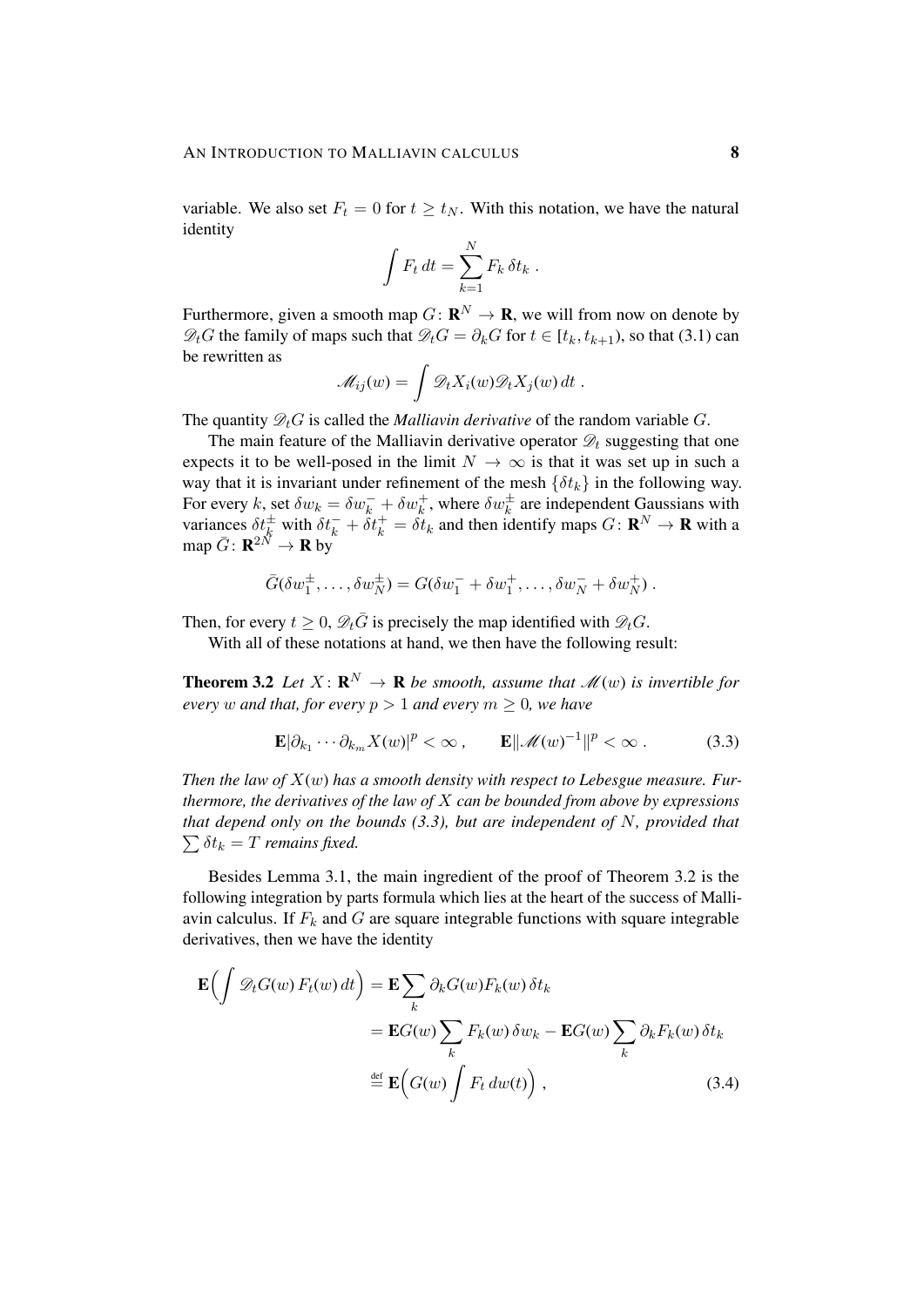variable. We also set $F_t = 0$ for $t \geq t_N$. With this notation, we have the natural identity

$$\int F_t \, dt = \sum_{k=1}^{N} F_k \, \delta t_k \; .$$

Furthermore, given a smooth map $G \colon \mathbf{R}^N \to \mathbf{R}$, we will from now on denote by $\mathscr{D}_t G$ the family of maps such that $\mathscr{D}_t G = \partial_k G$ for $t \in [t_k, t_{k+1})$, so that (3.1) can be rewritten as

$$\mathscr{M}_{ij}(w) = \int \mathscr{D}_t X_i(w) \mathscr{D}_t X_j(w) \, dt \; .$$

The quantity $\mathscr{D}_t G$ is called the *Malliavin derivative* of the random variable $G$.

The main feature of the Malliavin derivative operator $\mathscr{D}_t$ suggesting that one expects it to be well-posed in the limit $N \to \infty$ is that it was set up in such a way that it is invariant under refinement of the mesh $\{\delta t_k\}$ in the following way. For every $k$, set $\delta w_k = \delta w_k^- + \delta w_k^+$, where $\delta w_k^\pm$ are independent Gaussians with variances $\delta t_k^\pm$ with $\delta t_k^- + \delta t_k^+ = \delta t_k$ and then identify maps $G \colon \mathbf{R}^N \to \mathbf{R}$ with a map $\bar{G} \colon \mathbf{R}^{2N} \to \mathbf{R}$ by

$$\bar{G}(\delta w_1^\pm, \ldots, \delta w_N^\pm) = G(\delta w_1^- + \delta w_1^+, \ldots, \delta w_N^- + \delta w_N^+) \; .$$

Then, for every $t \geq 0$, $\mathscr{D}_t \bar{G}$ is precisely the map identified with $\mathscr{D}_t G$.

With all of these notations at hand, we then have the following result:

**Theorem 3.2** *Let $X \colon \mathbf{R}^N \to \mathbf{R}$ be smooth, assume that $\mathscr{M}(w)$ is invertible for every $w$ and that, for every $p > 1$ and every $m \geq 0$, we have*

$$\mathbf{E}|\partial_{k_1} \cdots \partial_{k_m} X(w)|^p < \infty \; , \qquad \mathbf{E}\|\mathscr{M}(w)^{-1}\|^p < \infty \; . \tag{3.3}$$

*Then the law of $X(w)$ has a smooth density with respect to Lebesgue measure. Furthermore, the derivatives of the law of $X$ can be bounded from above by expressions that depend only on the bounds (3.3), but are independent of $N$, provided that $\sum \delta t_k = T$ remains fixed.*

Besides Lemma 3.1, the main ingredient of the proof of Theorem 3.2 is the following integration by parts formula which lies at the heart of the success of Malliavin calculus. If $F_k$ and $G$ are square integrable functions with square integrable derivatives, then we have the identity

$$\begin{aligned}
\mathbf{E}\Big( \int \mathscr{D}_t G(w) \, F_t(w) \, dt \Big) &= \mathbf{E} \sum_k \partial_k G(w) F_k(w) \, \delta t_k \\
&= \mathbf{E} G(w) \sum_k F_k(w) \, \delta w_k - \mathbf{E} G(w) \sum_k \partial_k F_k(w) \, \delta t_k \\
&\stackrel{\text{def}}{=} \mathbf{E}\Big( G(w) \int F_t \, dw(t) \Big) \; ,
\end{aligned} \tag{3.4}$$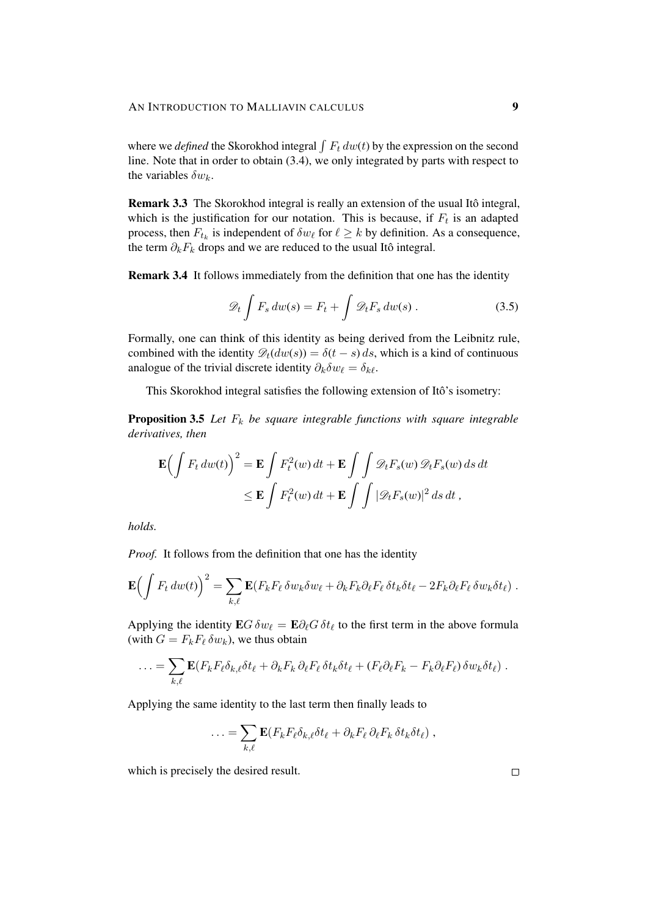where we *defined* the Skorokhod integral $\int F_t\, dw(t)$ by the expression on the second line. Note that in order to obtain (3.4), we only integrated by parts with respect to the variables $\delta w_k$.

**Remark 3.3** The Skorokhod integral is really an extension of the usual Itô integral, which is the justification for our notation. This is because, if $F_t$ is an adapted process, then $F_{t_k}$ is independent of $\delta w_\ell$ for $\ell \geq k$ by definition. As a consequence, the term $\partial_k F_k$ drops and we are reduced to the usual Itô integral.

**Remark 3.4** It follows immediately from the definition that one has the identity

$$\mathscr{D}_t \int F_s\, dw(s) = F_t + \int \mathscr{D}_t F_s\, dw(s)\;. \tag{3.5}$$

Formally, one can think of this identity as being derived from the Leibnitz rule, combined with the identity $\mathscr{D}_t(dw(s)) = \delta(t-s)\, ds$, which is a kind of continuous analogue of the trivial discrete identity $\partial_k \delta w_\ell = \delta_{k\ell}$.

This Skorokhod integral satisfies the following extension of Itô's isometry:

**Proposition 3.5** *Let $F_k$ be square integrable functions with square integrable derivatives, then*

$$\begin{aligned}\mathbf{E}\Big(\int F_t\, dw(t)\Big)^2 &= \mathbf{E}\int F_t^2(w)\, dt + \mathbf{E}\int\int \mathscr{D}_t F_s(w)\, \mathscr{D}_t F_s(w)\, ds\, dt \\ &\leq \mathbf{E}\int F_t^2(w)\, dt + \mathbf{E}\int\int |\mathscr{D}_t F_s(w)|^2\, ds\, dt\;,\end{aligned}$$

*holds.*

*Proof.* It follows from the definition that one has the identity

$$\mathbf{E}\Big(\int F_t\, dw(t)\Big)^2 = \sum_{k,\ell} \mathbf{E}(F_k F_\ell\, \delta w_k \delta w_\ell + \partial_k F_k \partial_\ell F_\ell\, \delta t_k \delta t_\ell - 2F_k \partial_\ell F_\ell\, \delta w_k \delta t_\ell)\;.$$

Applying the identity $\mathbf{E} G\, \delta w_\ell = \mathbf{E}\partial_\ell G\, \delta t_\ell$ to the first term in the above formula (with $G = F_k F_\ell\, \delta w_k$), we thus obtain

$$\ldots = \sum_{k,\ell} \mathbf{E}(F_k F_\ell \delta_{k,\ell} \delta t_\ell + \partial_k F_k\, \partial_\ell F_\ell\, \delta t_k \delta t_\ell + (F_\ell \partial_\ell F_k - F_k \partial_\ell F_\ell)\, \delta w_k \delta t_\ell)\;.$$

Applying the same identity to the last term then finally leads to

$$\ldots = \sum_{k,\ell} \mathbf{E}(F_k F_\ell \delta_{k,\ell} \delta t_\ell + \partial_k F_\ell\, \partial_\ell F_k\, \delta t_k \delta t_\ell)\;,$$

which is precisely the desired result. $\square$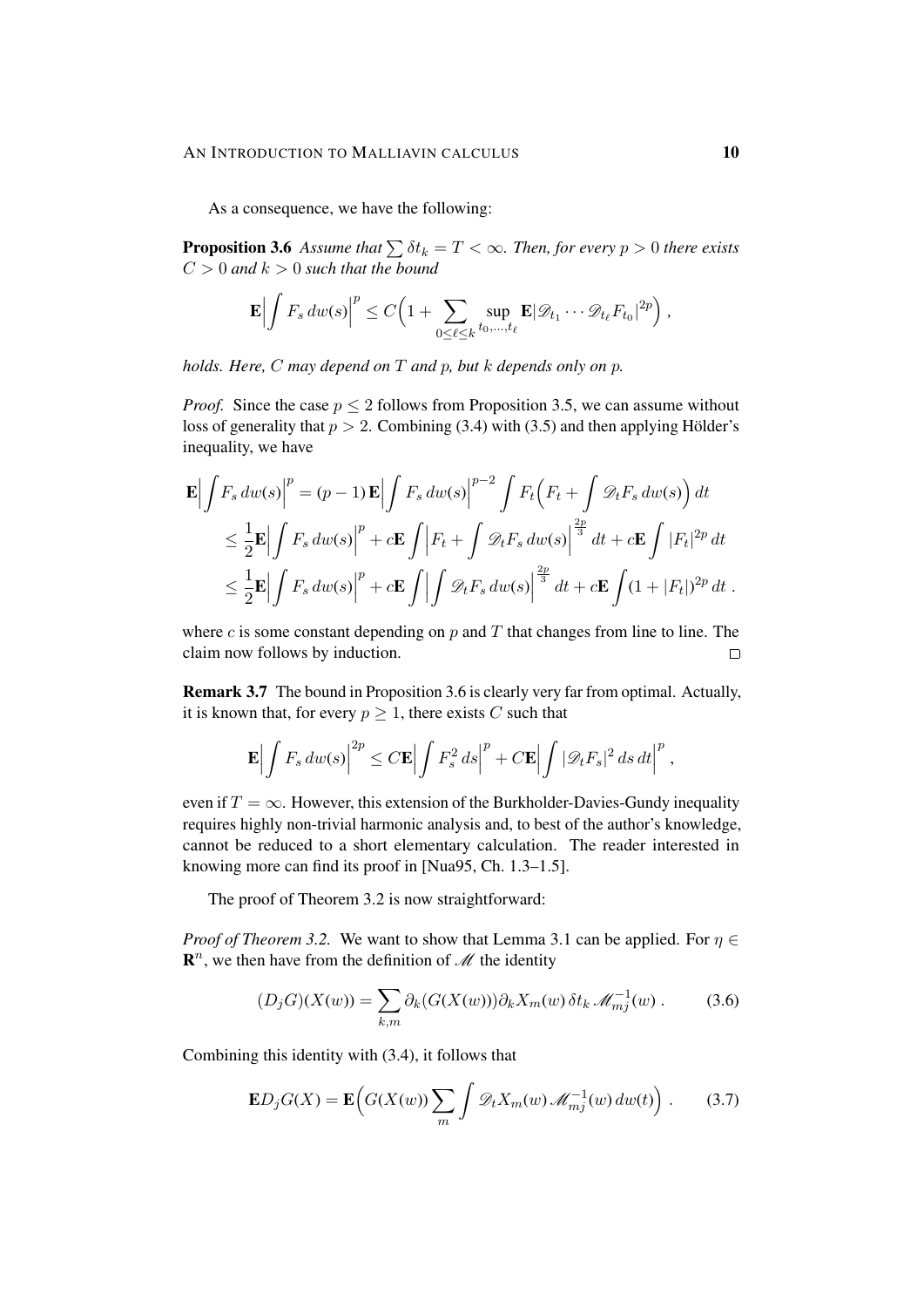As a consequence, we have the following:

**Proposition 3.6** *Assume that $\sum \delta t_k = T < \infty$. Then, for every $p > 0$ there exists $C > 0$ and $k > 0$ such that the bound*

$$\mathbf{E}\Big|\int F_s\,dw(s)\Big|^p \le C\Big(1 + \sum_{0\le \ell\le k} \sup_{t_0,\ldots,t_\ell} \mathbf{E}|\mathscr{D}_{t_1}\cdots\mathscr{D}_{t_\ell}F_{t_0}|^{2p}\Big)\;,$$

*holds. Here, $C$ may depend on $T$ and $p$, but $k$ depends only on $p$.*

*Proof.* Since the case $p \le 2$ follows from Proposition 3.5, we can assume without loss of generality that $p > 2$. Combining (3.4) with (3.5) and then applying Hölder's inequality, we have

$$\begin{aligned}
\mathbf{E}\Big|\int F_s\,dw(s)\Big|^p &= (p-1)\,\mathbf{E}\Big|\int F_s\,dw(s)\Big|^{p-2}\int F_t\Big(F_t + \int \mathscr{D}_t F_s\,dw(s)\Big)\,dt \\
&\le \frac{1}{2}\mathbf{E}\Big|\int F_s\,dw(s)\Big|^p + c\mathbf{E}\int\Big|F_t + \int \mathscr{D}_t F_s\,dw(s)\Big|^{\frac{2p}{3}}\,dt + c\mathbf{E}\int |F_t|^{2p}\,dt \\
&\le \frac{1}{2}\mathbf{E}\Big|\int F_s\,dw(s)\Big|^p + c\mathbf{E}\int\Big|\int \mathscr{D}_t F_s\,dw(s)\Big|^{\frac{2p}{3}}\,dt + c\mathbf{E}\int (1+|F_t|)^{2p}\,dt\;.
\end{aligned}$$

where $c$ is some constant depending on $p$ and $T$ that changes from line to line. The claim now follows by induction. $\square$

**Remark 3.7** The bound in Proposition 3.6 is clearly very far from optimal. Actually, it is known that, for every $p \ge 1$, there exists $C$ such that

$$\mathbf{E}\Big|\int F_s\,dw(s)\Big|^{2p} \le C\mathbf{E}\Big|\int F_s^2\,ds\Big|^p + C\mathbf{E}\Big|\int |\mathscr{D}_t F_s|^2\,ds\,dt\Big|^p\;,$$

even if $T = \infty$. However, this extension of the Burkholder-Davies-Gundy inequality requires highly non-trivial harmonic analysis and, to best of the author's knowledge, cannot be reduced to a short elementary calculation. The reader interested in knowing more can find its proof in [Nua95, Ch. 1.3–1.5].

The proof of Theorem 3.2 is now straightforward:

*Proof of Theorem 3.2.* We want to show that Lemma 3.1 can be applied. For $\eta \in \mathbf{R}^n$, we then have from the definition of $\mathscr{M}$ the identity

$$(D_j G)(X(w)) = \sum_{k,m} \partial_k(G(X(w)))\partial_k X_m(w)\,\delta t_k\,\mathscr{M}^{-1}_{mj}(w)\;. \tag{3.6}$$

Combining this identity with (3.4), it follows that

$$\mathbf{E}D_j G(X) = \mathbf{E}\Big(G(X(w))\sum_m \int \mathscr{D}_t X_m(w)\,\mathscr{M}^{-1}_{mj}(w)\,dw(t)\Big)\;. \tag{3.7}$$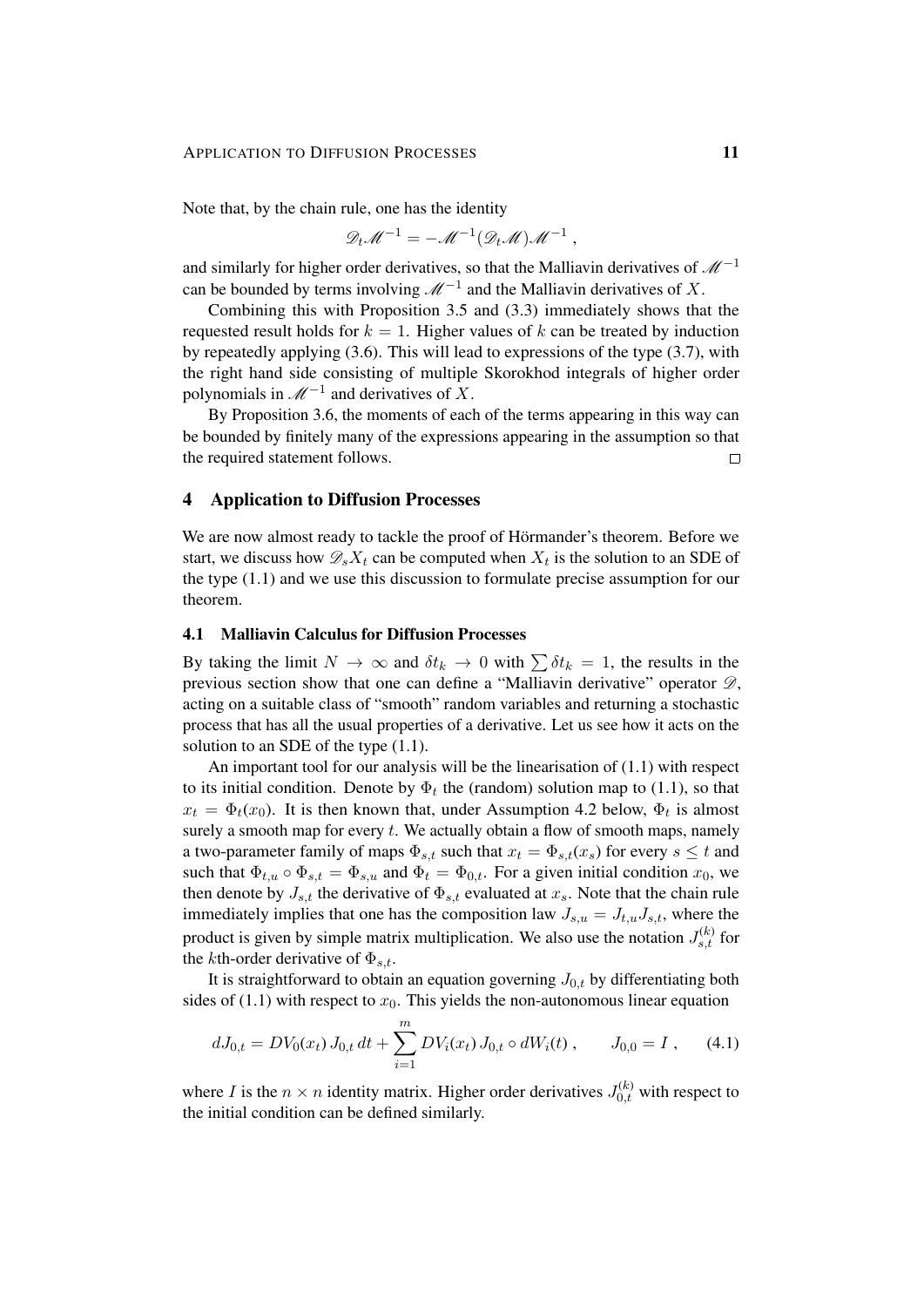Note that, by the chain rule, one has the identity

$$\mathscr{D}_t \mathscr{M}^{-1} = -\mathscr{M}^{-1}(\mathscr{D}_t \mathscr{M})\mathscr{M}^{-1} \;,$$

and similarly for higher order derivatives, so that the Malliavin derivatives of $\mathscr{M}^{-1}$ can be bounded by terms involving $\mathscr{M}^{-1}$ and the Malliavin derivatives of $X$.

Combining this with Proposition 3.5 and (3.3) immediately shows that the requested result holds for $k = 1$. Higher values of $k$ can be treated by induction by repeatedly applying (3.6). This will lead to expressions of the type (3.7), with the right hand side consisting of multiple Skorokhod integrals of higher order polynomials in $\mathscr{M}^{-1}$ and derivatives of $X$.

By Proposition 3.6, the moments of each of the terms appearing in this way can be bounded by finitely many of the expressions appearing in the assumption so that the required statement follows. □

## 4 Application to Diffusion Processes

We are now almost ready to tackle the proof of Hörmander's theorem. Before we start, we discuss how $\mathscr{D}_s X_t$ can be computed when $X_t$ is the solution to an SDE of the type (1.1) and we use this discussion to formulate precise assumption for our theorem.

### 4.1 Malliavin Calculus for Diffusion Processes

By taking the limit $N \to \infty$ and $\delta t_k \to 0$ with $\sum \delta t_k = 1$, the results in the previous section show that one can define a "Malliavin derivative" operator $\mathscr{D}$, acting on a suitable class of "smooth" random variables and returning a stochastic process that has all the usual properties of a derivative. Let us see how it acts on the solution to an SDE of the type (1.1).

An important tool for our analysis will be the linearisation of (1.1) with respect to its initial condition. Denote by $\Phi_t$ the (random) solution map to (1.1), so that $x_t = \Phi_t(x_0)$. It is then known that, under Assumption 4.2 below, $\Phi_t$ is almost surely a smooth map for every $t$. We actually obtain a flow of smooth maps, namely a two-parameter family of maps $\Phi_{s,t}$ such that $x_t = \Phi_{s,t}(x_s)$ for every $s \leq t$ and such that $\Phi_{t,u} \circ \Phi_{s,t} = \Phi_{s,u}$ and $\Phi_t = \Phi_{0,t}$. For a given initial condition $x_0$, we then denote by $J_{s,t}$ the derivative of $\Phi_{s,t}$ evaluated at $x_s$. Note that the chain rule immediately implies that one has the composition law $J_{s,u} = J_{t,u} J_{s,t}$, where the product is given by simple matrix multiplication. We also use the notation $J_{s,t}^{(k)}$ for the $k$th-order derivative of $\Phi_{s,t}$.

It is straightforward to obtain an equation governing $J_{0,t}$ by differentiating both sides of (1.1) with respect to $x_0$. This yields the non-autonomous linear equation

$$dJ_{0,t} = DV_0(x_t)\, J_{0,t}\, dt + \sum_{i=1}^{m} DV_i(x_t)\, J_{0,t} \circ dW_i(t) \;, \qquad J_{0,0} = I \;, \tag{4.1}$$

where $I$ is the $n \times n$ identity matrix. Higher order derivatives $J_{0,t}^{(k)}$ with respect to the initial condition can be defined similarly.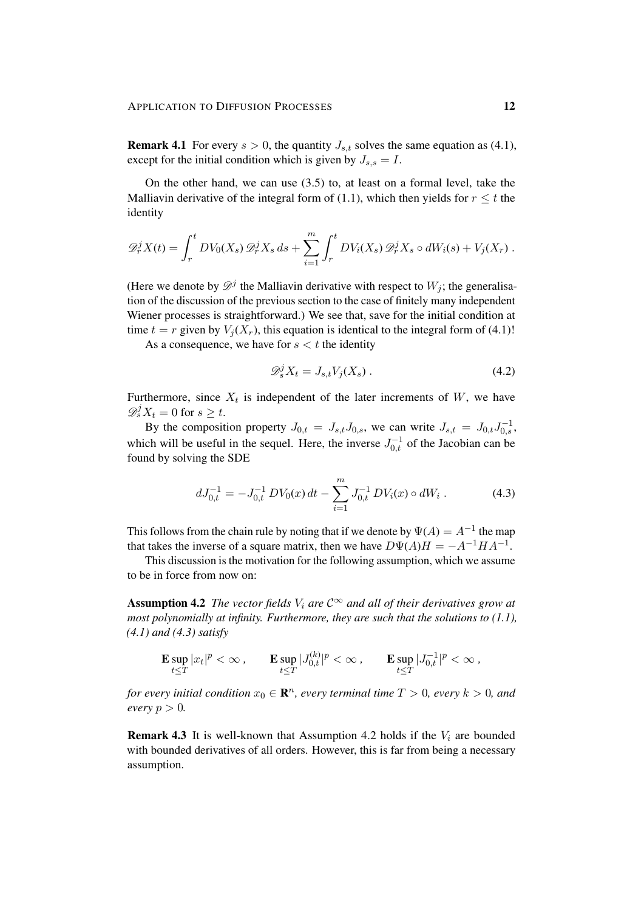**Remark 4.1** For every $s > 0$, the quantity $J_{s,t}$ solves the same equation as (4.1), except for the initial condition which is given by $J_{s,s} = I$.

On the other hand, we can use (3.5) to, at least on a formal level, take the Malliavin derivative of the integral form of (1.1), which then yields for $r \leq t$ the identity

$$\mathscr{D}_r^j X(t) = \int_r^t DV_0(X_s)\, \mathscr{D}_r^j X_s\, ds + \sum_{i=1}^m \int_r^t DV_i(X_s)\, \mathscr{D}_r^j X_s \circ dW_i(s) + V_j(X_r)\;.$$

(Here we denote by $\mathscr{D}^j$ the Malliavin derivative with respect to $W_j$; the generalisation of the discussion of the previous section to the case of finitely many independent Wiener processes is straightforward.) We see that, save for the initial condition at time $t = r$ given by $V_j(X_r)$, this equation is identical to the integral form of (4.1)!

As a consequence, we have for $s < t$ the identity

$$\mathscr{D}_s^j X_t = J_{s,t} V_j(X_s)\;. \tag{4.2}$$

Furthermore, since $X_t$ is independent of the later increments of $W$, we have $\mathscr{D}_s^j X_t = 0$ for $s \geq t$.

By the composition property $J_{0,t} = J_{s,t} J_{0,s}$, we can write $J_{s,t} = J_{0,t} J_{0,s}^{-1}$, which will be useful in the sequel. Here, the inverse $J_{0,t}^{-1}$ of the Jacobian can be found by solving the SDE

$$dJ_{0,t}^{-1} = -J_{0,t}^{-1}\, DV_0(x)\, dt - \sum_{i=1}^m J_{0,t}^{-1}\, DV_i(x) \circ dW_i\;. \tag{4.3}$$

This follows from the chain rule by noting that if we denote by $\Psi(A) = A^{-1}$ the map that takes the inverse of a square matrix, then we have $D\Psi(A)H = -A^{-1}HA^{-1}$.

This discussion is the motivation for the following assumption, which we assume to be in force from now on:

**Assumption 4.2** *The vector fields $V_i$ are $\mathcal{C}^\infty$ and all of their derivatives grow at most polynomially at infinity. Furthermore, they are such that the solutions to (1.1), (4.1) and (4.3) satisfy*

$$\mathbf{E} \sup_{t \leq T} |x_t|^p < \infty\;, \qquad \mathbf{E} \sup_{t \leq T} |J_{0,t}^{(k)}|^p < \infty\;, \qquad \mathbf{E} \sup_{t \leq T} |J_{0,t}^{-1}|^p < \infty\;,$$

*for every initial condition $x_0 \in \mathbf{R}^n$, every terminal time $T > 0$, every $k > 0$, and every $p > 0$.*

**Remark 4.3** It is well-known that Assumption 4.2 holds if the $V_i$ are bounded with bounded derivatives of all orders. However, this is far from being a necessary assumption.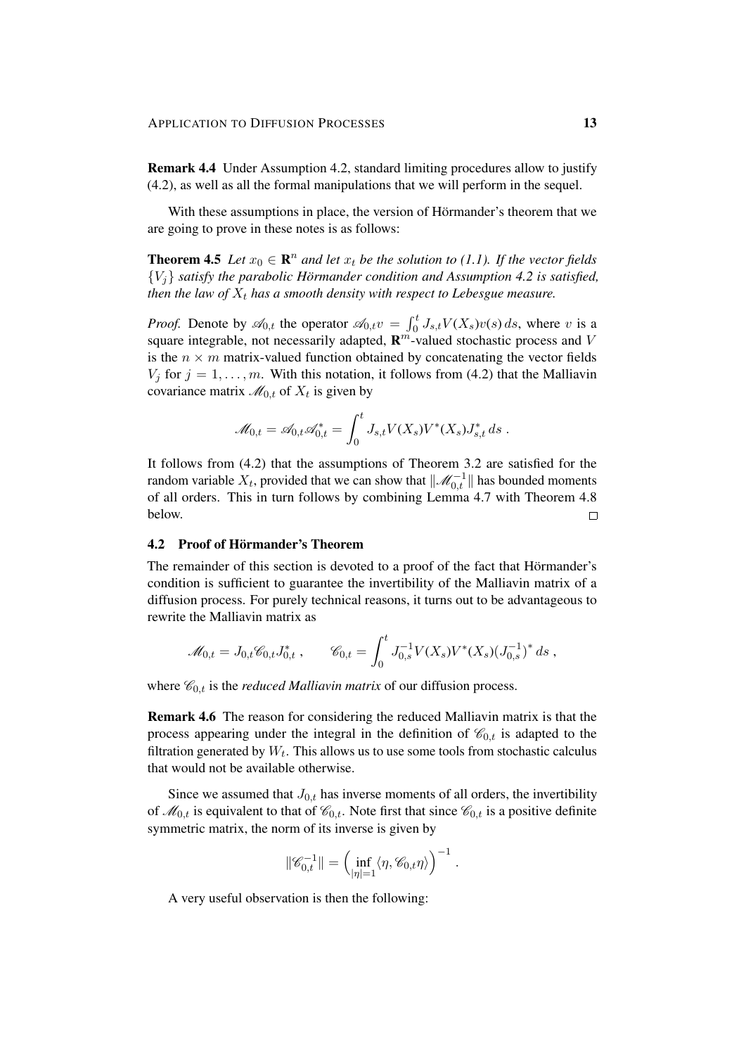**Remark 4.4** Under Assumption 4.2, standard limiting procedures allow to justify (4.2), as well as all the formal manipulations that we will perform in the sequel.

With these assumptions in place, the version of Hörmander's theorem that we are going to prove in these notes is as follows:

**Theorem 4.5** *Let $x_0 \in \mathbf{R}^n$ and let $x_t$ be the solution to (1.1). If the vector fields $\{V_j\}$ satisfy the parabolic Hörmander condition and Assumption 4.2 is satisfied, then the law of $X_t$ has a smooth density with respect to Lebesgue measure.*

*Proof.* Denote by $\mathscr{A}_{0,t}$ the operator $\mathscr{A}_{0,t}v = \int_0^t J_{s,t}V(X_s)v(s)\,ds$, where $v$ is a square integrable, not necessarily adapted, $\mathbf{R}^m$-valued stochastic process and $V$ is the $n \times m$ matrix-valued function obtained by concatenating the vector fields $V_j$ for $j = 1, \ldots, m$. With this notation, it follows from (4.2) that the Malliavin covariance matrix $\mathscr{M}_{0,t}$ of $X_t$ is given by

$$\mathscr{M}_{0,t} = \mathscr{A}_{0,t}\mathscr{A}_{0,t}^* = \int_0^t J_{s,t}V(X_s)V^*(X_s)J_{s,t}^*\,ds\;.$$

It follows from (4.2) that the assumptions of Theorem 3.2 are satisfied for the random variable $X_t$, provided that we can show that $\|\mathscr{M}_{0,t}^{-1}\|$ has bounded moments of all orders. This in turn follows by combining Lemma 4.7 with Theorem 4.8 below. □

## 4.2 Proof of Hörmander's Theorem

The remainder of this section is devoted to a proof of the fact that Hörmander's condition is sufficient to guarantee the invertibility of the Malliavin matrix of a diffusion process. For purely technical reasons, it turns out to be advantageous to rewrite the Malliavin matrix as

$$\mathscr{M}_{0,t} = J_{0,t}\mathscr{C}_{0,t}J_{0,t}^*\;, \qquad \mathscr{C}_{0,t} = \int_0^t J_{0,s}^{-1}V(X_s)V^*(X_s)(J_{0,s}^{-1})^*\,ds\;,$$

where $\mathscr{C}_{0,t}$ is the *reduced Malliavin matrix* of our diffusion process.

**Remark 4.6** The reason for considering the reduced Malliavin matrix is that the process appearing under the integral in the definition of $\mathscr{C}_{0,t}$ is adapted to the filtration generated by $W_t$. This allows us to use some tools from stochastic calculus that would not be available otherwise.

Since we assumed that $J_{0,t}$ has inverse moments of all orders, the invertibility of $\mathscr{M}_{0,t}$ is equivalent to that of $\mathscr{C}_{0,t}$. Note first that since $\mathscr{C}_{0,t}$ is a positive definite symmetric matrix, the norm of its inverse is given by

$$\|\mathscr{C}_{0,t}^{-1}\| = \Big(\inf_{|\eta|=1}\langle \eta, \mathscr{C}_{0,t}\eta\rangle\Big)^{-1}\;.$$

A very useful observation is then the following: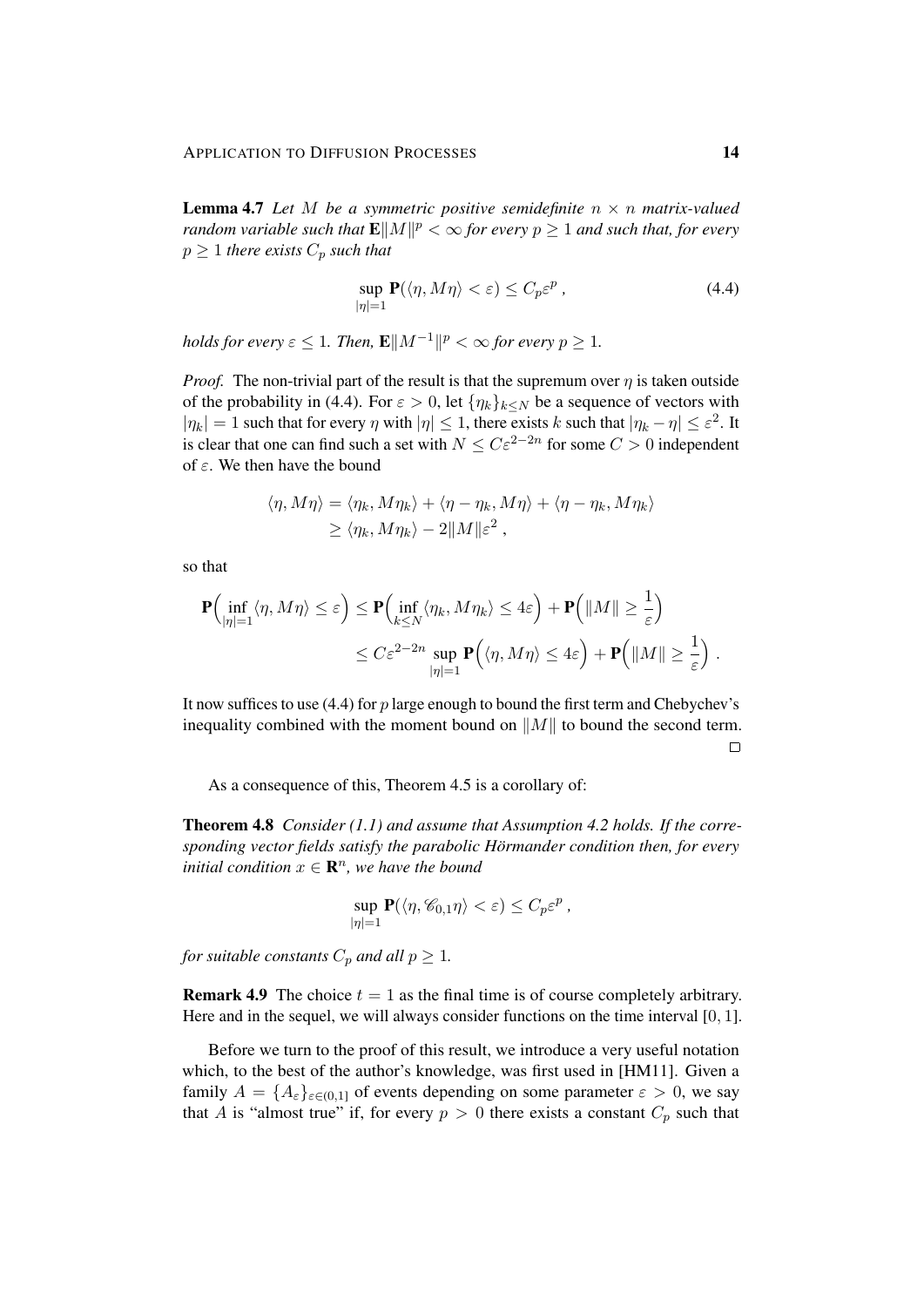**Lemma 4.7** *Let $M$ be a symmetric positive semidefinite $n \times n$ matrix-valued random variable such that $\mathbf{E}\|M\|^p < \infty$ for every $p \geq 1$ and such that, for every $p \geq 1$ there exists $C_p$ such that*

$$\sup_{|\eta|=1} \mathbf{P}(\langle \eta, M\eta\rangle < \varepsilon) \leq C_p \varepsilon^p\;, \tag{4.4}$$

*holds for every $\varepsilon \leq 1$. Then, $\mathbf{E}\|M^{-1}\|^p < \infty$ for every $p \geq 1$.*

*Proof.* The non-trivial part of the result is that the supremum over $\eta$ is taken outside of the probability in (4.4). For $\varepsilon > 0$, let $\{\eta_k\}_{k\leq N}$ be a sequence of vectors with $|\eta_k| = 1$ such that for every $\eta$ with $|\eta| \leq 1$, there exists $k$ such that $|\eta_k - \eta| \leq \varepsilon^2$. It is clear that one can find such a set with $N \leq C\varepsilon^{2-2n}$ for some $C > 0$ independent of $\varepsilon$. We then have the bound

$$\begin{aligned}
\langle \eta, M\eta\rangle &= \langle \eta_k, M\eta_k\rangle + \langle \eta - \eta_k, M\eta\rangle + \langle \eta - \eta_k, M\eta_k\rangle \\
&\geq \langle \eta_k, M\eta_k\rangle - 2\|M\|\varepsilon^2\;,
\end{aligned}$$

so that

$$\begin{aligned}
\mathbf{P}\Big(\inf_{|\eta|=1} \langle \eta, M\eta\rangle \leq \varepsilon\Big) &\leq \mathbf{P}\Big(\inf_{k\leq N} \langle \eta_k, M\eta_k\rangle \leq 4\varepsilon\Big) + \mathbf{P}\Big(\|M\| \geq \frac{1}{\varepsilon}\Big) \\
&\leq C\varepsilon^{2-2n} \sup_{|\eta|=1} \mathbf{P}\Big(\langle \eta, M\eta\rangle \leq 4\varepsilon\Big) + \mathbf{P}\Big(\|M\| \geq \frac{1}{\varepsilon}\Big)\;.
\end{aligned}$$

It now suffices to use (4.4) for $p$ large enough to bound the first term and Chebychev's inequality combined with the moment bound on $\|M\|$ to bound the second term. $\square$

As a consequence of this, Theorem 4.5 is a corollary of:

**Theorem 4.8** *Consider (1.1) and assume that Assumption 4.2 holds. If the corresponding vector fields satisfy the parabolic Hörmander condition then, for every initial condition $x \in \mathbf{R}^n$, we have the bound*

$$\sup_{|\eta|=1} \mathbf{P}(\langle \eta, \mathscr{C}_{0,1}\eta\rangle < \varepsilon) \leq C_p \varepsilon^p\;,$$

*for suitable constants $C_p$ and all $p \geq 1$.*

**Remark 4.9** The choice $t = 1$ as the final time is of course completely arbitrary. Here and in the sequel, we will always consider functions on the time interval $[0, 1]$.

Before we turn to the proof of this result, we introduce a very useful notation which, to the best of the author's knowledge, was first used in [HM11]. Given a family $A = \{A_\varepsilon\}_{\varepsilon\in(0,1]}$ of events depending on some parameter $\varepsilon > 0$, we say that $A$ is "almost true" if, for every $p > 0$ there exists a constant $C_p$ such that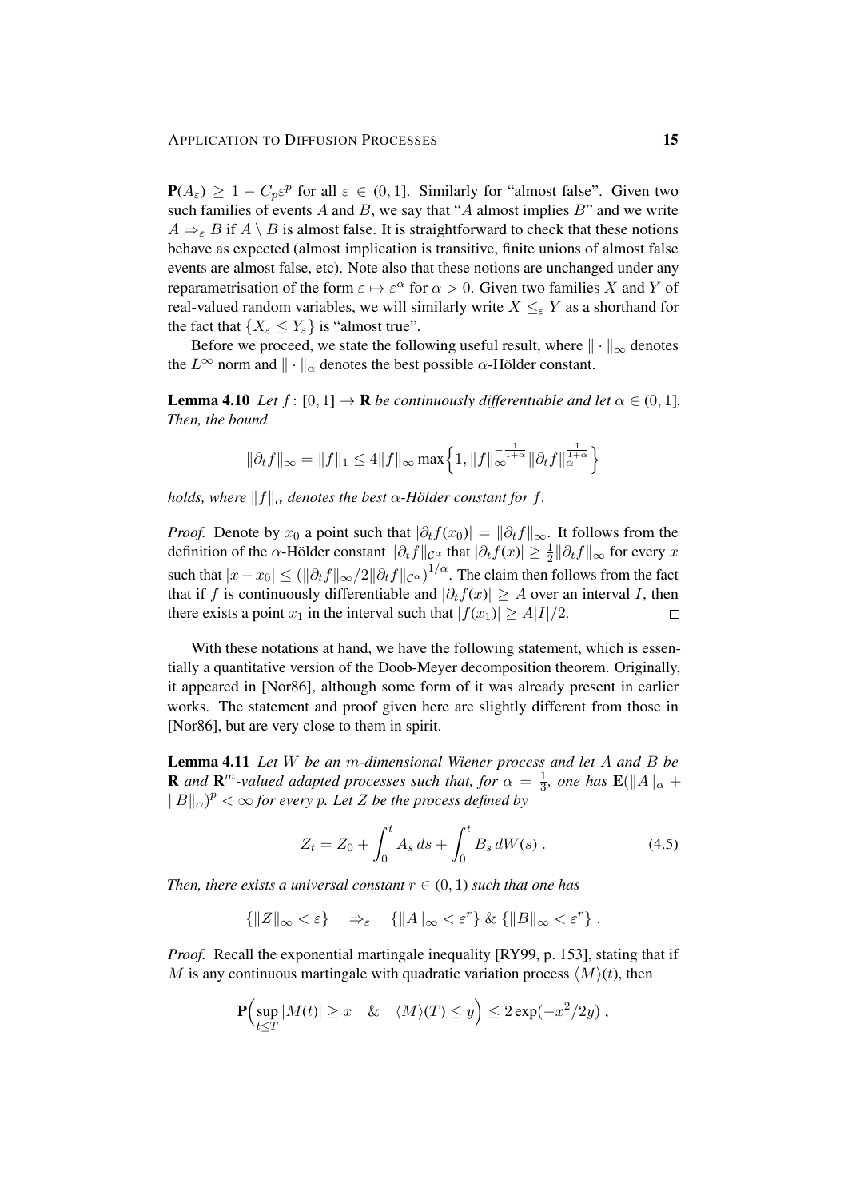$\mathbf{P}(A_\varepsilon) \geq 1 - C_p\varepsilon^p$ for all $\varepsilon \in (0,1]$. Similarly for "almost false". Given two such families of events $A$ and $B$, we say that "$A$ almost implies $B$" and we write $A \Rightarrow_\varepsilon B$ if $A \setminus B$ is almost false. It is straightforward to check that these notions behave as expected (almost implication is transitive, finite unions of almost false events are almost false, etc). Note also that these notions are unchanged under any reparametrisation of the form $\varepsilon \mapsto \varepsilon^\alpha$ for $\alpha > 0$. Given two families $X$ and $Y$ of real-valued random variables, we will similarly write $X \leq_\varepsilon Y$ as a shorthand for the fact that $\{X_\varepsilon \leq Y_\varepsilon\}$ is "almost true".

Before we proceed, we state the following useful result, where $\|\cdot\|_\infty$ denotes the $L^\infty$ norm and $\|\cdot\|_\alpha$ denotes the best possible $\alpha$-Hölder constant.

**Lemma 4.10** *Let $f\colon [0,1] \to \mathbf{R}$ be continuously differentiable and let $\alpha \in (0,1]$. Then, the bound*

$$\|\partial_t f\|_\infty = \|f\|_1 \leq 4\|f\|_\infty \max\Big\{1, \|f\|_\infty^{-\frac{1}{1+\alpha}} \|\partial_t f\|_\alpha^{\frac{1}{1+\alpha}}\Big\}$$

*holds, where $\|f\|_\alpha$ denotes the best $\alpha$-Hölder constant for $f$.*

*Proof.* Denote by $x_0$ a point such that $|\partial_t f(x_0)| = \|\partial_t f\|_\infty$. It follows from the definition of the $\alpha$-Hölder constant $\|\partial_t f\|_{\mathcal{C}^\alpha}$ that $|\partial_t f(x)| \geq \frac{1}{2}\|\partial_t f\|_\infty$ for every $x$ such that $|x - x_0| \leq (\|\partial_t f\|_\infty / 2\|\partial_t f\|_{\mathcal{C}^\alpha})^{1/\alpha}$. The claim then follows from the fact that if $f$ is continuously differentiable and $|\partial_t f(x)| \geq A$ over an interval $I$, then there exists a point $x_1$ in the interval such that $|f(x_1)| \geq A|I|/2$. □

With these notations at hand, we have the following statement, which is essentially a quantitative version of the Doob-Meyer decomposition theorem. Originally, it appeared in [Nor86], although some form of it was already present in earlier works. The statement and proof given here are slightly different from those in [Nor86], but are very close to them in spirit.

**Lemma 4.11** *Let $W$ be an $m$-dimensional Wiener process and let $A$ and $B$ be $\mathbf{R}$ and $\mathbf{R}^m$-valued adapted processes such that, for $\alpha = \frac{1}{3}$, one has $\mathbf{E}(\|A\|_\alpha + \|B\|_\alpha)^p < \infty$ for every $p$. Let $Z$ be the process defined by*

$$Z_t = Z_0 + \int_0^t A_s\, ds + \int_0^t B_s\, dW(s)\;. \tag{4.5}$$

*Then, there exists a universal constant $r \in (0,1)$ such that one has*

$$\{\|Z\|_\infty < \varepsilon\} \quad \Rightarrow_\varepsilon \quad \{\|A\|_\infty < \varepsilon^r\} \;\&\; \{\|B\|_\infty < \varepsilon^r\}\;.$$

*Proof.* Recall the exponential martingale inequality [RY99, p. 153], stating that if $M$ is any continuous martingale with quadratic variation process $\langle M\rangle(t)$, then

$$\mathbf{P}\Big(\sup_{t\leq T}|M(t)| \geq x \quad \& \quad \langle M\rangle(T) \leq y\Big) \leq 2\exp(-x^2/2y)\;,$$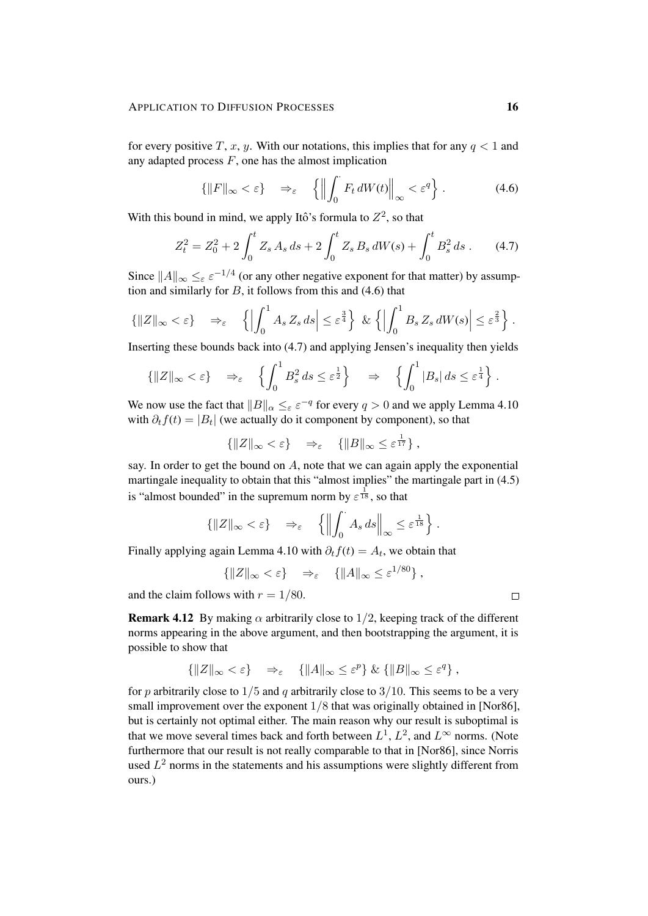for every positive $T$, $x$, $y$. With our notations, this implies that for any $q < 1$ and any adapted process $F$, one has the almost implication

$$\{\|F\|_\infty < \varepsilon\} \quad \Rightarrow_\varepsilon \quad \Big\{\Big\|\int_0^\cdot F_t\,dW(t)\Big\|_\infty < \varepsilon^q\Big\}\;. \tag{4.6}$$

With this bound in mind, we apply Itô's formula to $Z^2$, so that

$$Z_t^2 = Z_0^2 + 2\int_0^t Z_s\,A_s\,ds + 2\int_0^t Z_s\,B_s\,dW(s) + \int_0^t B_s^2\,ds\;. \tag{4.7}$$

Since $\|A\|_\infty \le_\varepsilon \varepsilon^{-1/4}$ (or any other negative exponent for that matter) by assumption and similarly for $B$, it follows from this and (4.6) that

$$\{\|Z\|_\infty < \varepsilon\} \quad \Rightarrow_\varepsilon \quad \Big\{\Big|\int_0^1 A_s\,Z_s\,ds\Big| \le \varepsilon^{\frac{3}{4}}\Big\} \;\&\; \Big\{\Big|\int_0^1 B_s\,Z_s\,dW(s)\Big| \le \varepsilon^{\frac{2}{3}}\Big\}\;.$$

Inserting these bounds back into (4.7) and applying Jensen's inequality then yields

$$\{\|Z\|_\infty < \varepsilon\} \quad \Rightarrow_\varepsilon \quad \Big\{\int_0^1 B_s^2\,ds \le \varepsilon^{\frac{1}{2}}\Big\} \quad \Rightarrow \quad \Big\{\int_0^1 |B_s|\,ds \le \varepsilon^{\frac{1}{4}}\Big\}\;.$$

We now use the fact that $\|B\|_\alpha \le_\varepsilon \varepsilon^{-q}$ for every $q > 0$ and we apply Lemma 4.10 with $\partial_t f(t) = |B_t|$ (we actually do it component by component), so that

$$\{\|Z\|_\infty < \varepsilon\} \quad \Rightarrow_\varepsilon \quad \{\|B\|_\infty \le \varepsilon^{\frac{1}{17}}\}\;,$$

say. In order to get the bound on $A$, note that we can again apply the exponential martingale inequality to obtain that this "almost implies" the martingale part in (4.5) is "almost bounded" in the supremum norm by $\varepsilon^{\frac{1}{18}}$, so that

$$\{\|Z\|_\infty < \varepsilon\} \quad \Rightarrow_\varepsilon \quad \Big\{\Big\|\int_0^\cdot A_s\,ds\Big\|_\infty \le \varepsilon^{\frac{1}{18}}\Big\}\;.$$

Finally applying again Lemma 4.10 with $\partial_t f(t) = A_t$, we obtain that

$$\{\|Z\|_\infty < \varepsilon\} \quad \Rightarrow_\varepsilon \quad \{\|A\|_\infty \le \varepsilon^{1/80}\}\;,$$

and the claim follows with $r = 1/80$. □

**Remark 4.12** By making $\alpha$ arbitrarily close to $1/2$, keeping track of the different norms appearing in the above argument, and then bootstrapping the argument, it is possible to show that

$$\{\|Z\|_\infty < \varepsilon\} \quad \Rightarrow_\varepsilon \quad \{\|A\|_\infty \le \varepsilon^p\} \;\&\; \{\|B\|_\infty \le \varepsilon^q\}\;,$$

for $p$ arbitrarily close to $1/5$ and $q$ arbitrarily close to $3/10$. This seems to be a very small improvement over the exponent $1/8$ that was originally obtained in [Nor86], but is certainly not optimal either. The main reason why our result is suboptimal is that we move several times back and forth between $L^1$, $L^2$, and $L^\infty$ norms. (Note furthermore that our result is not really comparable to that in [Nor86], since Norris used $L^2$ norms in the statements and his assumptions were slightly different from ours.)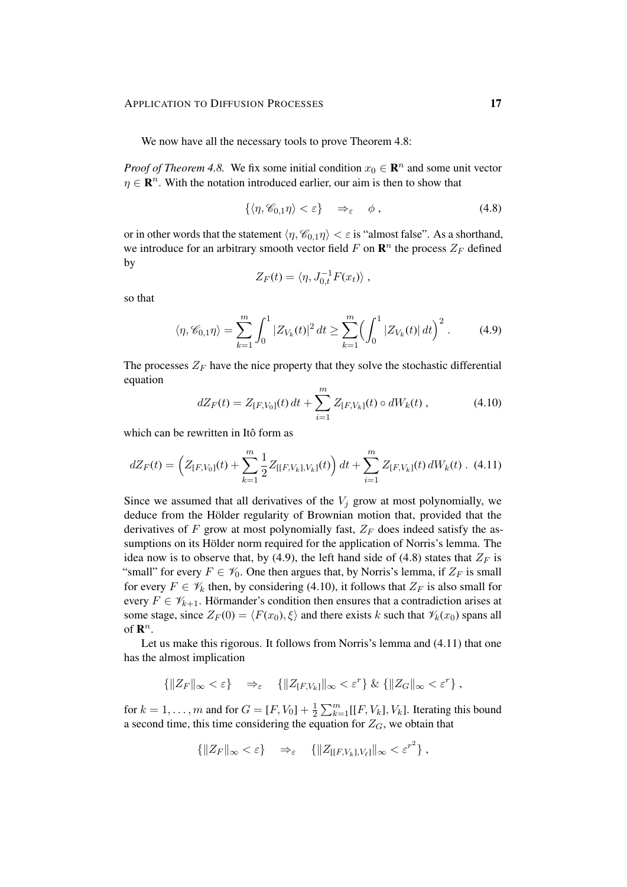We now have all the necessary tools to prove Theorem 4.8:

*Proof of Theorem 4.8.* We fix some initial condition $x_0 \in \mathbf{R}^n$ and some unit vector $\eta \in \mathbf{R}^n$. With the notation introduced earlier, our aim is then to show that

$$\{\langle \eta, \mathscr{C}_{0,1}\eta\rangle < \varepsilon\} \quad \Rightarrow_\varepsilon \quad \phi\;, \tag{4.8}$$

or in other words that the statement $\langle \eta, \mathscr{C}_{0,1}\eta\rangle < \varepsilon$ is "almost false". As a shorthand, we introduce for an arbitrary smooth vector field $F$ on $\mathbf{R}^n$ the process $Z_F$ defined by

$$Z_F(t) = \langle \eta, J_{0,t}^{-1} F(x_t)\rangle\;,$$

so that

$$\langle \eta, \mathscr{C}_{0,1}\eta\rangle = \sum_{k=1}^m \int_0^1 |Z_{V_k}(t)|^2\,dt \geq \sum_{k=1}^m \Bigl(\int_0^1 |Z_{V_k}(t)|\,dt\Bigr)^2\;. \tag{4.9}$$

The processes $Z_F$ have the nice property that they solve the stochastic differential equation

$$dZ_F(t) = Z_{[F,V_0]}(t)\,dt + \sum_{i=1}^m Z_{[F,V_k]}(t)\circ dW_k(t)\;, \tag{4.10}$$

which can be rewritten in Itô form as

$$dZ_F(t) = \Bigl(Z_{[F,V_0]}(t) + \sum_{k=1}^m \frac{1}{2} Z_{[[F,V_k],V_k]}(t)\Bigr)\,dt + \sum_{i=1}^m Z_{[F,V_k]}(t)\,dW_k(t)\;. \tag{4.11}$$

Since we assumed that all derivatives of the $V_j$ grow at most polynomially, we deduce from the Hölder regularity of Brownian motion that, provided that the derivatives of $F$ grow at most polynomially fast, $Z_F$ does indeed satisfy the assumptions on its Hölder norm required for the application of Norris's lemma. The idea now is to observe that, by (4.9), the left hand side of (4.8) states that $Z_F$ is "small" for every $F \in \mathscr{V}_0$. One then argues that, by Norris's lemma, if $Z_F$ is small for every $F \in \mathscr{V}_k$ then, by considering (4.10), it follows that $Z_F$ is also small for every $F \in \mathscr{V}_{k+1}$. Hörmander's condition then ensures that a contradiction arises at some stage, since $Z_F(0) = \langle F(x_0), \xi\rangle$ and there exists $k$ such that $\mathscr{V}_k(x_0)$ spans all of $\mathbf{R}^n$.

Let us make this rigorous. It follows from Norris's lemma and (4.11) that one has the almost implication

$$\{\|Z_F\|_\infty < \varepsilon\} \quad \Rightarrow_\varepsilon \quad \{\|Z_{[F,V_k]}\|_\infty < \varepsilon^r\}\ \&\ \{\|Z_G\|_\infty < \varepsilon^r\}\;,$$

for $k = 1,\ldots,m$ and for $G = [F,V_0] + \frac{1}{2}\sum_{k=1}^m [[F,V_k],V_k]$. Iterating this bound a second time, this time considering the equation for $Z_G$, we obtain that

$$\{\|Z_F\|_\infty < \varepsilon\} \quad \Rightarrow_\varepsilon \quad \{\|Z_{[[F,V_k],V_\ell]}\|_\infty < \varepsilon^{r^2}\}\;,$$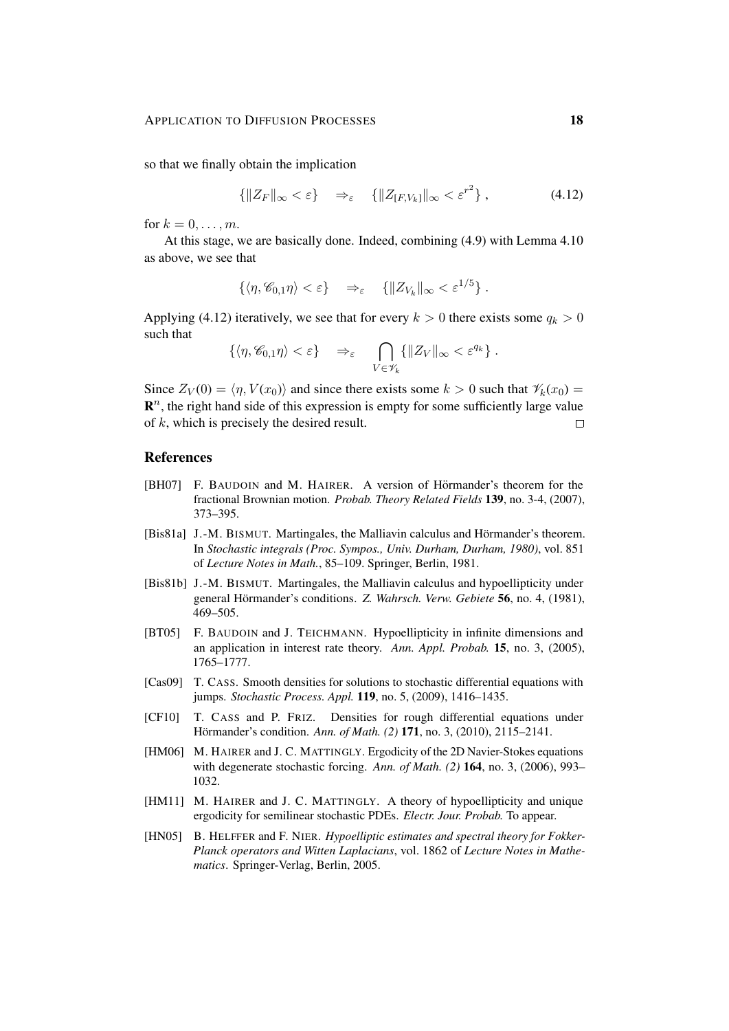so that we finally obtain the implication

$$\{\|Z_F\|_\infty < \varepsilon\} \quad \Rightarrow_\varepsilon \quad \{\|Z_{[F,V_k]}\|_\infty < \varepsilon^{r^2}\}\;, \tag{4.12}$$

for $k = 0, \ldots, m$.

At this stage, we are basically done. Indeed, combining (4.9) with Lemma 4.10 as above, we see that

$$\{\langle \eta, \mathscr{C}_{0,1}\eta\rangle < \varepsilon\} \quad \Rightarrow_\varepsilon \quad \{\|Z_{V_k}\|_\infty < \varepsilon^{1/5}\}\;.$$

Applying (4.12) iteratively, we see that for every $k > 0$ there exists some $q_k > 0$ such that

$$\{\langle \eta, \mathscr{C}_{0,1}\eta\rangle < \varepsilon\} \quad \Rightarrow_\varepsilon \quad \bigcap_{V \in \mathscr{V}_k} \{\|Z_V\|_\infty < \varepsilon^{q_k}\}\;.$$

Since $Z_V(0) = \langle \eta, V(x_0)\rangle$ and since there exists some $k > 0$ such that $\mathscr{V}_k(x_0) = \mathbf{R}^n$, the right hand side of this expression is empty for some sufficiently large value of $k$, which is precisely the desired result. □

## References

[BH07] F. Baudoin and M. Hairer. A version of Hörmander's theorem for the fractional Brownian motion. *Probab. Theory Related Fields* **139**, no. 3-4, (2007), 373–395.

[Bis81a] J.-M. Bismut. Martingales, the Malliavin calculus and Hörmander's theorem. In *Stochastic integrals (Proc. Sympos., Univ. Durham, Durham, 1980)*, vol. 851 of *Lecture Notes in Math.*, 85–109. Springer, Berlin, 1981.

[Bis81b] J.-M. Bismut. Martingales, the Malliavin calculus and hypoellipticity under general Hörmander's conditions. *Z. Wahrsch. Verw. Gebiete* **56**, no. 4, (1981), 469–505.

[BT05] F. Baudoin and J. Teichmann. Hypoellipticity in infinite dimensions and an application in interest rate theory. *Ann. Appl. Probab.* **15**, no. 3, (2005), 1765–1777.

[Cas09] T. Cass. Smooth densities for solutions to stochastic differential equations with jumps. *Stochastic Process. Appl.* **119**, no. 5, (2009), 1416–1435.

[CF10] T. Cass and P. Friz. Densities for rough differential equations under Hörmander's condition. *Ann. of Math. (2)* **171**, no. 3, (2010), 2115–2141.

[HM06] M. Hairer and J. C. Mattingly. Ergodicity of the 2D Navier-Stokes equations with degenerate stochastic forcing. *Ann. of Math. (2)* **164**, no. 3, (2006), 993–1032.

[HM11] M. Hairer and J. C. Mattingly. A theory of hypoellipticity and unique ergodicity for semilinear stochastic PDEs. *Electr. Jour. Probab.* To appear.

[HN05] B. Helffer and F. Nier. *Hypoelliptic estimates and spectral theory for Fokker-Planck operators and Witten Laplacians*, vol. 1862 of *Lecture Notes in Mathematics*. Springer-Verlag, Berlin, 2005.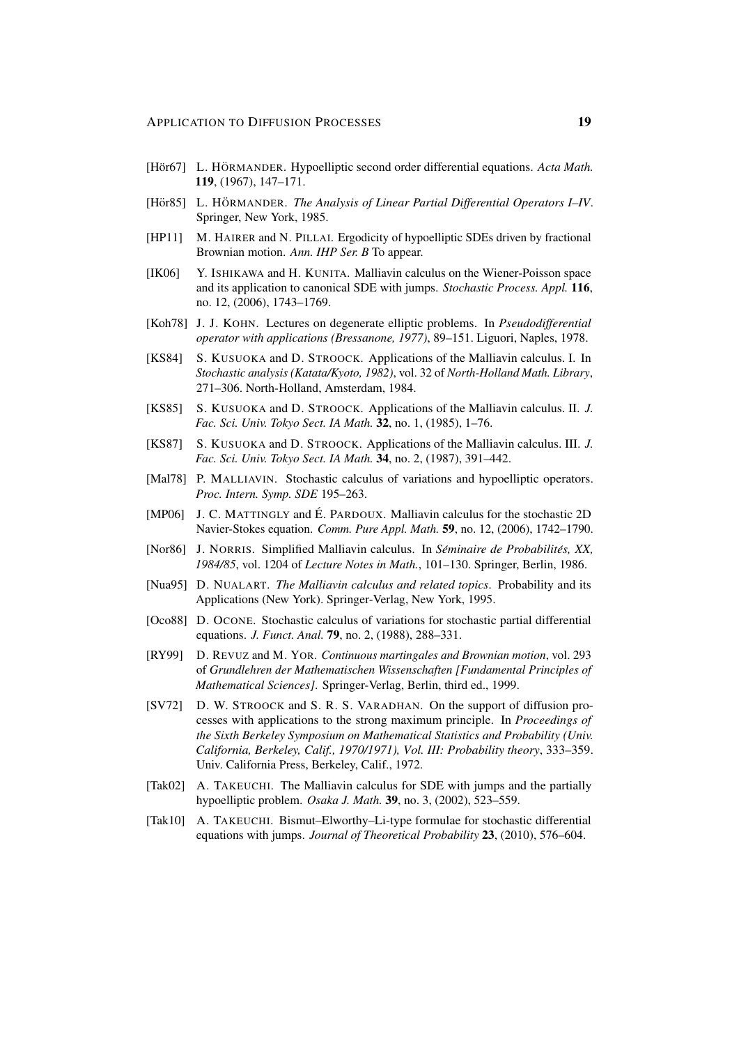[Hör67] L. HÖRMANDER. Hypoelliptic second order differential equations. *Acta Math.* **119**, (1967), 147–171.

[Hör85] L. HÖRMANDER. *The Analysis of Linear Partial Differential Operators I–IV*. Springer, New York, 1985.

[HP11] M. HAIRER and N. PILLAI. Ergodicity of hypoelliptic SDEs driven by fractional Brownian motion. *Ann. IHP Ser. B* To appear.

[IK06] Y. ISHIKAWA and H. KUNITA. Malliavin calculus on the Wiener-Poisson space and its application to canonical SDE with jumps. *Stochastic Process. Appl.* **116**, no. 12, (2006), 1743–1769.

[Koh78] J. J. KOHN. Lectures on degenerate elliptic problems. In *Pseudodifferential operator with applications (Bressanone, 1977)*, 89–151. Liguori, Naples, 1978.

[KS84] S. KUSUOKA and D. STROOCK. Applications of the Malliavin calculus. I. In *Stochastic analysis (Katata/Kyoto, 1982)*, vol. 32 of *North-Holland Math. Library*, 271–306. North-Holland, Amsterdam, 1984.

[KS85] S. KUSUOKA and D. STROOCK. Applications of the Malliavin calculus. II. *J. Fac. Sci. Univ. Tokyo Sect. IA Math.* **32**, no. 1, (1985), 1–76.

[KS87] S. KUSUOKA and D. STROOCK. Applications of the Malliavin calculus. III. *J. Fac. Sci. Univ. Tokyo Sect. IA Math.* **34**, no. 2, (1987), 391–442.

[Mal78] P. MALLIAVIN. Stochastic calculus of variations and hypoelliptic operators. *Proc. Intern. Symp. SDE* 195–263.

[MP06] J. C. MATTINGLY and É. PARDOUX. Malliavin calculus for the stochastic 2D Navier-Stokes equation. *Comm. Pure Appl. Math.* **59**, no. 12, (2006), 1742–1790.

[Nor86] J. NORRIS. Simplified Malliavin calculus. In *Séminaire de Probabilités, XX, 1984/85*, vol. 1204 of *Lecture Notes in Math.*, 101–130. Springer, Berlin, 1986.

[Nua95] D. NUALART. *The Malliavin calculus and related topics*. Probability and its Applications (New York). Springer-Verlag, New York, 1995.

[Oco88] D. OCONE. Stochastic calculus of variations for stochastic partial differential equations. *J. Funct. Anal.* **79**, no. 2, (1988), 288–331.

[RY99] D. REVUZ and M. YOR. *Continuous martingales and Brownian motion*, vol. 293 of *Grundlehren der Mathematischen Wissenschaften [Fundamental Principles of Mathematical Sciences]*. Springer-Verlag, Berlin, third ed., 1999.

[SV72] D. W. STROOCK and S. R. S. VARADHAN. On the support of diffusion processes with applications to the strong maximum principle. In *Proceedings of the Sixth Berkeley Symposium on Mathematical Statistics and Probability (Univ. California, Berkeley, Calif., 1970/1971), Vol. III: Probability theory*, 333–359. Univ. California Press, Berkeley, Calif., 1972.

[Tak02] A. TAKEUCHI. The Malliavin calculus for SDE with jumps and the partially hypoelliptic problem. *Osaka J. Math.* **39**, no. 3, (2002), 523–559.

[Tak10] A. TAKEUCHI. Bismut–Elworthy–Li-type formulae for stochastic differential equations with jumps. *Journal of Theoretical Probability* **23**, (2010), 576–604.